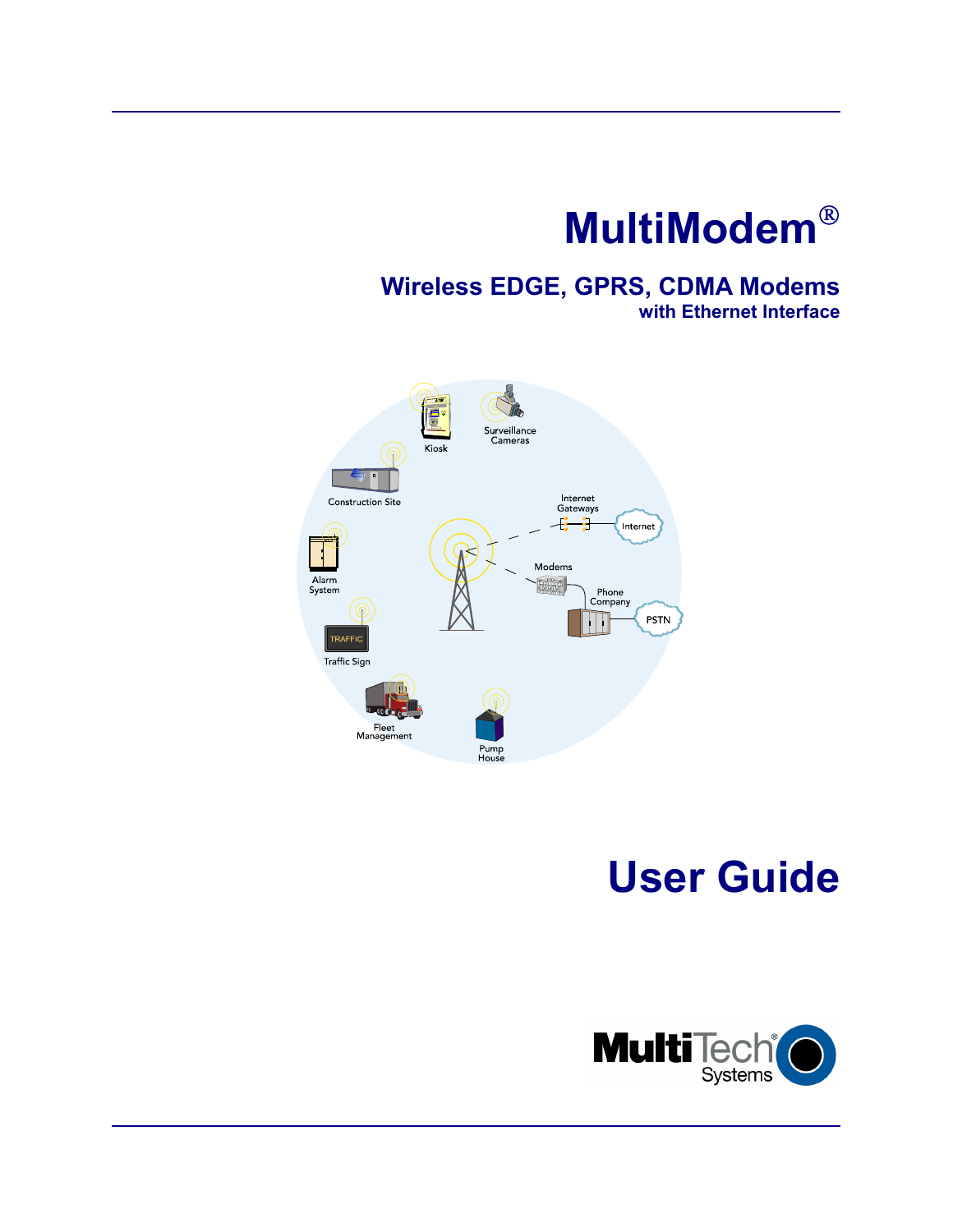# MultiModem®

## Wireless EDGE, GPRS, CDMA Modems
### with Ethernet Interface

# User Guide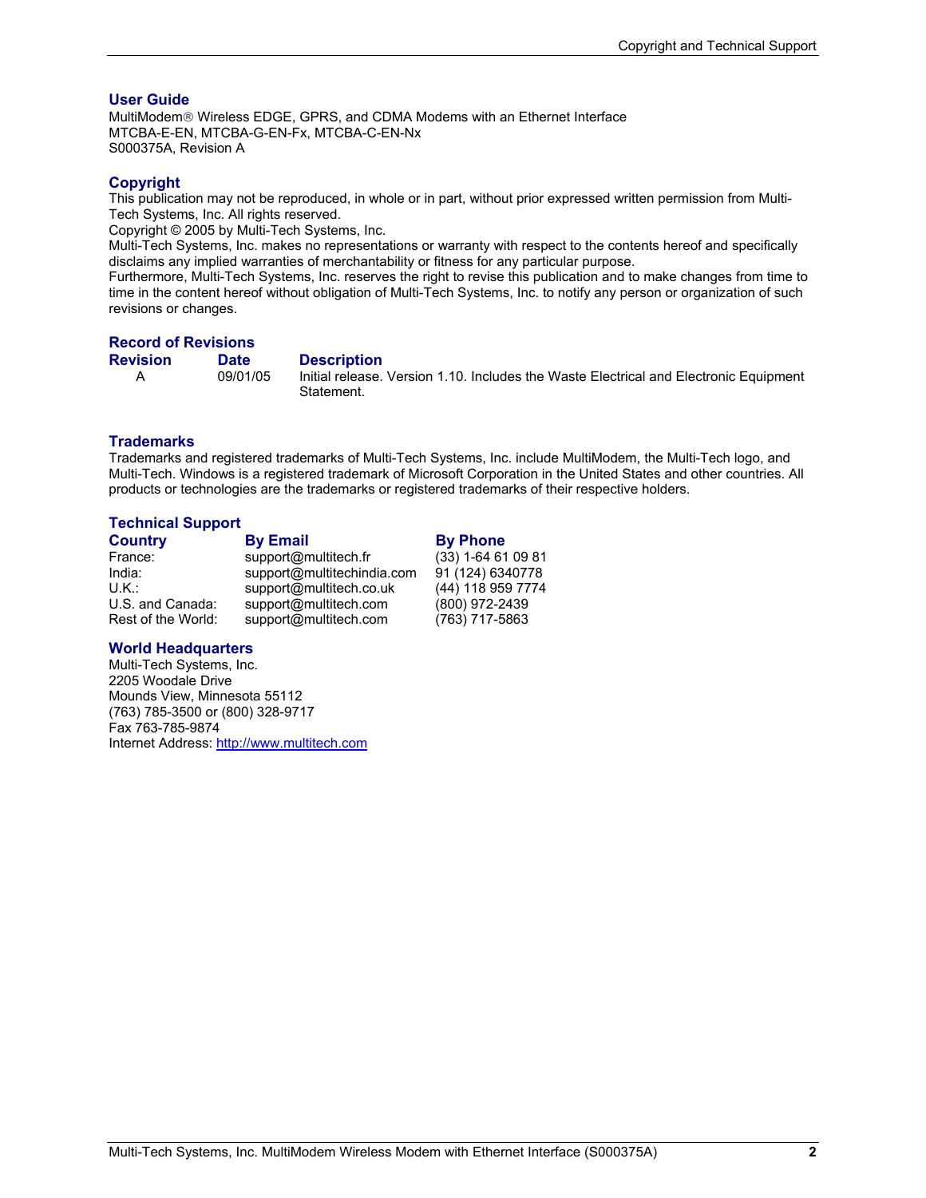## User Guide

MultiModem® Wireless EDGE, GPRS, and CDMA Modems with an Ethernet Interface
MTCBA-E-EN, MTCBA-G-EN-Fx, MTCBA-C-EN-Nx
S000375A, Revision A

## Copyright

This publication may not be reproduced, in whole or in part, without prior expressed written permission from Multi-Tech Systems, Inc. All rights reserved.
Copyright © 2005 by Multi-Tech Systems, Inc.
Multi-Tech Systems, Inc. makes no representations or warranty with respect to the contents hereof and specifically disclaims any implied warranties of merchantability or fitness for any particular purpose.
Furthermore, Multi-Tech Systems, Inc. reserves the right to revise this publication and to make changes from time to time in the content hereof without obligation of Multi-Tech Systems, Inc. to notify any person or organization of such revisions or changes.

## Record of Revisions

| Revision | Date | Description |
|---|---|---|
| A | 09/01/05 | Initial release. Version 1.10. Includes the Waste Electrical and Electronic Equipment Statement. |

## Trademarks

Trademarks and registered trademarks of Multi-Tech Systems, Inc. include MultiModem, the Multi-Tech logo, and Multi-Tech. Windows is a registered trademark of Microsoft Corporation in the United States and other countries. All products or technologies are the trademarks or registered trademarks of their respective holders.

## Technical Support

| Country | By Email | By Phone |
|---|---|---|
| France: | support@multitech.fr | (33) 1-64 61 09 81 |
| India: | support@multitechindia.com | 91 (124) 6340778 |
| U.K.: | support@multitech.co.uk | (44) 118 959 7774 |
| U.S. and Canada: | support@multitech.com | (800) 972-2439 |
| Rest of the World: | support@multitech.com | (763) 717-5863 |

## World Headquarters

Multi-Tech Systems, Inc.
2205 Woodale Drive
Mounds View, Minnesota 55112
(763) 785-3500 or (800) 328-9717
Fax 763-785-9874
Internet Address: http://www.multitech.com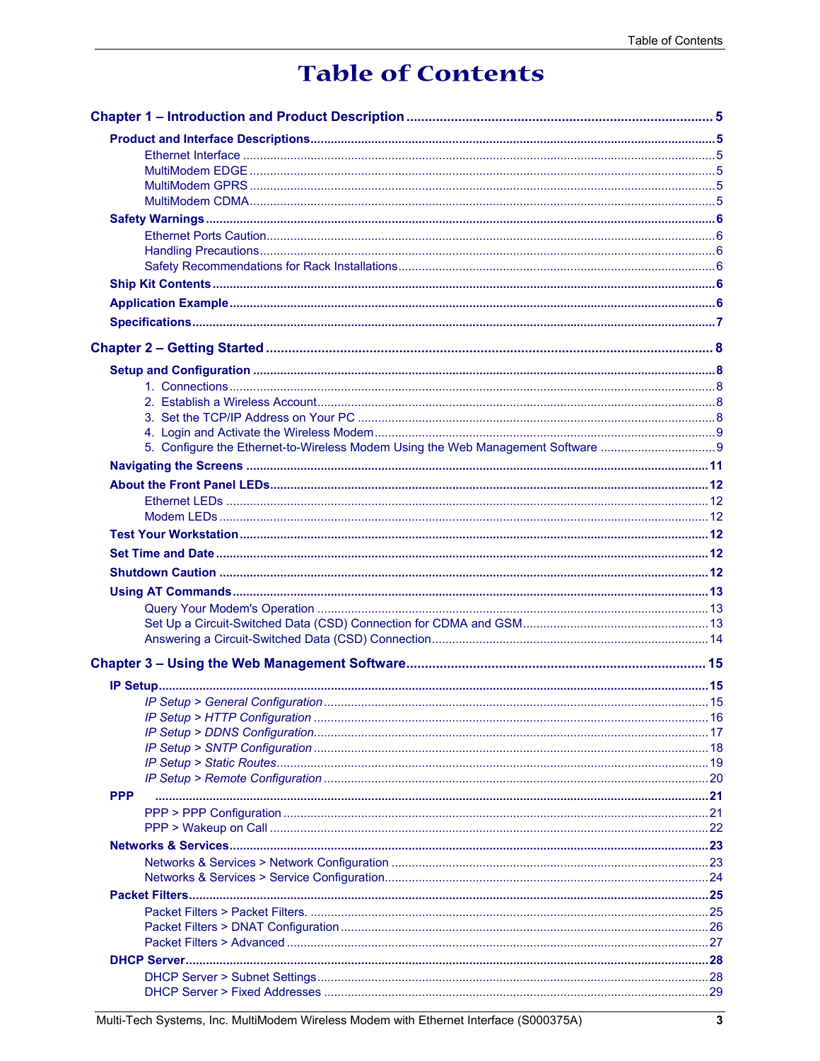# Table of Contents

**Chapter 1 – Introduction and Product Description** ..... 5

- **Product and Interface Descriptions** ..... 5
  - Ethernet Interface ..... 5
  - MultiModem EDGE ..... 5
  - MultiModem GPRS ..... 5
  - MultiModem CDMA ..... 5
- **Safety Warnings** ..... 6
  - Ethernet Ports Caution ..... 6
  - Handling Precautions ..... 6
  - Safety Recommendations for Rack Installations ..... 6
- **Ship Kit Contents** ..... 6
- **Application Example** ..... 6
- **Specifications** ..... 7

**Chapter 2 – Getting Started** ..... 8

- **Setup and Configuration** ..... 8
  - 1. Connections ..... 8
  - 2. Establish a Wireless Account ..... 8
  - 3. Set the TCP/IP Address on Your PC ..... 8
  - 4. Login and Activate the Wireless Modem ..... 9
  - 5. Configure the Ethernet-to-Wireless Modem Using the Web Management Software ..... 9
- **Navigating the Screens** ..... 11
- **About the Front Panel LEDs** ..... 12
  - Ethernet LEDs ..... 12
  - Modem LEDs ..... 12
- **Test Your Workstation** ..... 12
- **Set Time and Date** ..... 12
- **Shutdown Caution** ..... 12
- **Using AT Commands** ..... 13
  - Query Your Modem's Operation ..... 13
  - Set Up a Circuit-Switched Data (CSD) Connection for CDMA and GSM ..... 13
  - Answering a Circuit-Switched Data (CSD) Connection ..... 14

**Chapter 3 – Using the Web Management Software** ..... 15

- **IP Setup** ..... 15
  - *IP Setup > General Configuration* ..... 15
  - *IP Setup > HTTP Configuration* ..... 16
  - *IP Setup > DDNS Configuration* ..... 17
  - *IP Setup > SNTP Configuration* ..... 18
  - *IP Setup > Static Routes* ..... 19
  - *IP Setup > Remote Configuration* ..... 20
- **PPP** ..... 21
  - PPP > PPP Configuration ..... 21
  - PPP > Wakeup on Call ..... 22
- **Networks & Services** ..... 23
  - Networks & Services > Network Configuration ..... 23
  - Networks & Services > Service Configuration ..... 24
- **Packet Filters** ..... 25
  - Packet Filters > Packet Filters. ..... 25
  - Packet Filters > DNAT Configuration ..... 26
  - Packet Filters > Advanced ..... 27
- **DHCP Server** ..... 28
  - DHCP Server > Subnet Settings ..... 28
  - DHCP Server > Fixed Addresses ..... 29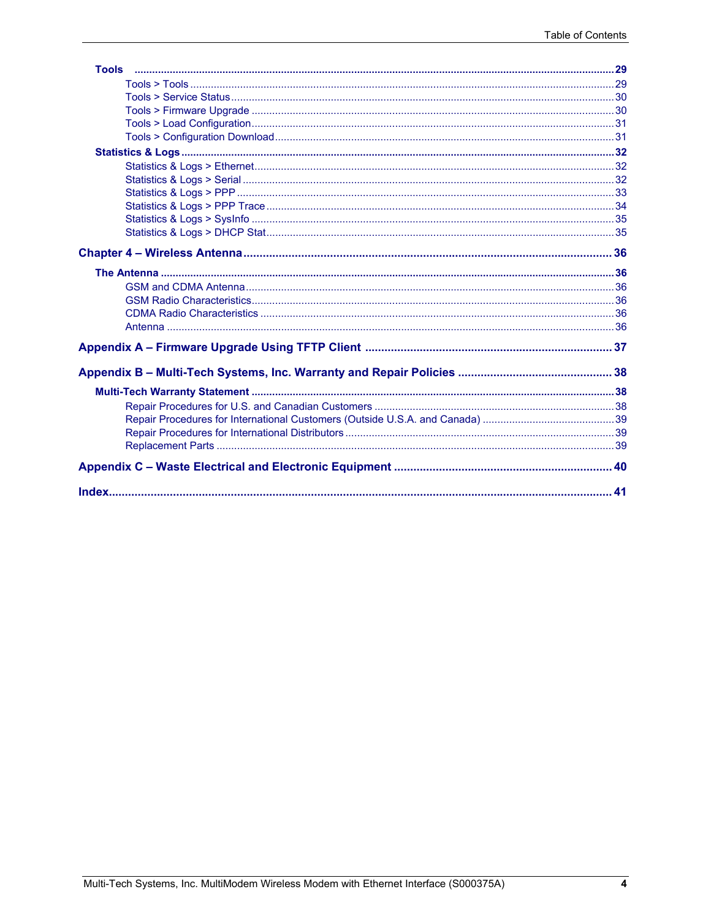**Tools** .......... 29

- Tools > Tools .......... 29
- Tools > Service Status .......... 30
- Tools > Firmware Upgrade .......... 30
- Tools > Load Configuration .......... 31
- Tools > Configuration Download .......... 31

**Statistics & Logs** .......... 32

- Statistics & Logs > Ethernet .......... 32
- Statistics & Logs > Serial .......... 32
- Statistics & Logs > PPP .......... 33
- Statistics & Logs > PPP Trace .......... 34
- Statistics & Logs > SysInfo .......... 35
- Statistics & Logs > DHCP Stat .......... 35

**Chapter 4 – Wireless Antenna** .......... 36

**The Antenna** .......... 36

- GSM and CDMA Antenna .......... 36
- GSM Radio Characteristics .......... 36
- CDMA Radio Characteristics .......... 36
- Antenna .......... 36

**Appendix A – Firmware Upgrade Using TFTP Client** .......... 37

**Appendix B – Multi-Tech Systems, Inc. Warranty and Repair Policies** .......... 38

**Multi-Tech Warranty Statement** .......... 38

- Repair Procedures for U.S. and Canadian Customers .......... 38
- Repair Procedures for International Customers (Outside U.S.A. and Canada) .......... 39
- Repair Procedures for International Distributors .......... 39
- Replacement Parts .......... 39

**Appendix C – Waste Electrical and Electronic Equipment** .......... 40

**Index** .......... 41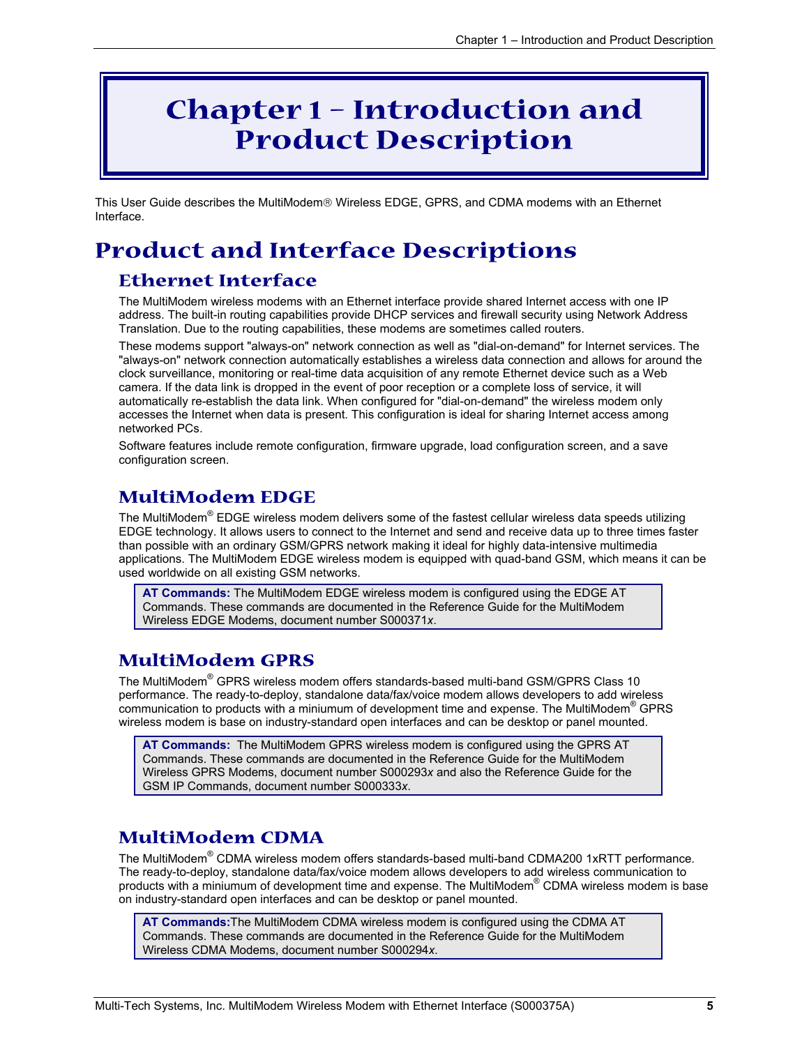# Chapter 1 – Introduction and Product Description

This User Guide describes the MultiModem® Wireless EDGE, GPRS, and CDMA modems with an Ethernet Interface.

# Product and Interface Descriptions

## Ethernet Interface

The MultiModem wireless modems with an Ethernet interface provide shared Internet access with one IP address. The built-in routing capabilities provide DHCP services and firewall security using Network Address Translation. Due to the routing capabilities, these modems are sometimes called routers.

These modems support "always-on" network connection as well as "dial-on-demand" for Internet services. The "always-on" network connection automatically establishes a wireless data connection and allows for around the clock surveillance, monitoring or real-time data acquisition of any remote Ethernet device such as a Web camera. If the data link is dropped in the event of poor reception or a complete loss of service, it will automatically re-establish the data link. When configured for "dial-on-demand" the wireless modem only accesses the Internet when data is present. This configuration is ideal for sharing Internet access among networked PCs.

Software features include remote configuration, firmware upgrade, load configuration screen, and a save configuration screen.

## MultiModem EDGE

The MultiModem® EDGE wireless modem delivers some of the fastest cellular wireless data speeds utilizing EDGE technology. It allows users to connect to the Internet and send and receive data up to three times faster than possible with an ordinary GSM/GPRS network making it ideal for highly data-intensive multimedia applications. The MultiModem EDGE wireless modem is equipped with quad-band GSM, which means it can be used worldwide on all existing GSM networks.

> **AT Commands:** The MultiModem EDGE wireless modem is configured using the EDGE AT Commands. These commands are documented in the Reference Guide for the MultiModem Wireless EDGE Modems, document number S000371*x*.

## MultiModem GPRS

The MultiModem® GPRS wireless modem offers standards-based multi-band GSM/GPRS Class 10 performance. The ready-to-deploy, standalone data/fax/voice modem allows developers to add wireless communication to products with a miniumum of development time and expense. The MultiModem® GPRS wireless modem is base on industry-standard open interfaces and can be desktop or panel mounted.

> **AT Commands:** The MultiModem GPRS wireless modem is configured using the GPRS AT Commands. These commands are documented in the Reference Guide for the MultiModem Wireless GPRS Modems, document number S000293*x* and also the Reference Guide for the GSM IP Commands, document number S000333*x*.

## MultiModem CDMA

The MultiModem® CDMA wireless modem offers standards-based multi-band CDMA200 1xRTT performance. The ready-to-deploy, standalone data/fax/voice modem allows developers to add wireless communication to products with a miniumum of development time and expense. The MultiModem® CDMA wireless modem is base on industry-standard open interfaces and can be desktop or panel mounted.

> **AT Commands:** The MultiModem CDMA wireless modem is configured using the CDMA AT Commands. These commands are documented in the Reference Guide for the MultiModem Wireless CDMA Modems, document number S000294*x*.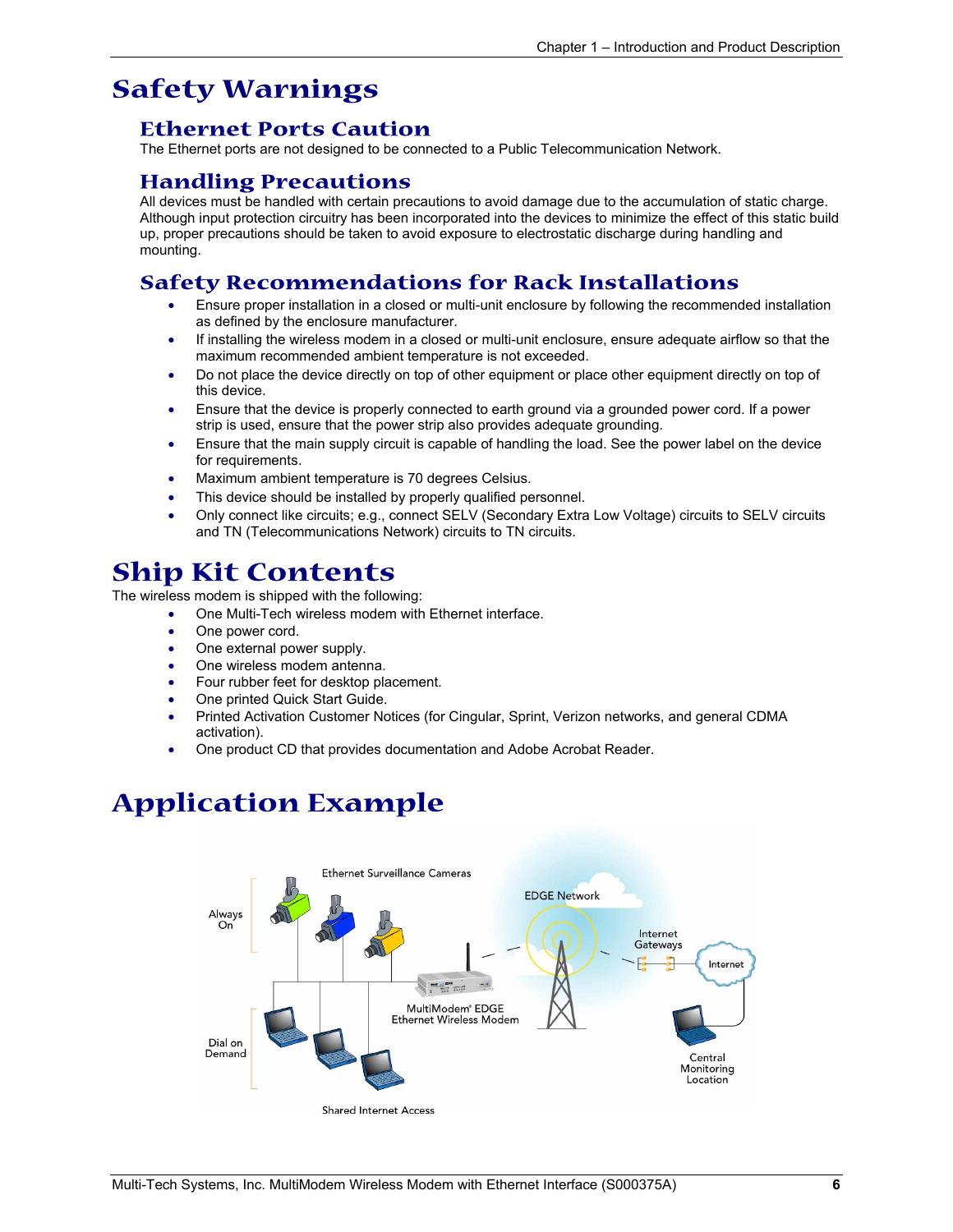# Safety Warnings

## Ethernet Ports Caution

The Ethernet ports are not designed to be connected to a Public Telecommunication Network.

## Handling Precautions

All devices must be handled with certain precautions to avoid damage due to the accumulation of static charge. Although input protection circuitry has been incorporated into the devices to minimize the effect of this static build up, proper precautions should be taken to avoid exposure to electrostatic discharge during handling and mounting.

## Safety Recommendations for Rack Installations

- Ensure proper installation in a closed or multi-unit enclosure by following the recommended installation as defined by the enclosure manufacturer.
- If installing the wireless modem in a closed or multi-unit enclosure, ensure adequate airflow so that the maximum recommended ambient temperature is not exceeded.
- Do not place the device directly on top of other equipment or place other equipment directly on top of this device.
- Ensure that the device is properly connected to earth ground via a grounded power cord. If a power strip is used, ensure that the power strip also provides adequate grounding.
- Ensure that the main supply circuit is capable of handling the load. See the power label on the device for requirements.
- Maximum ambient temperature is 70 degrees Celsius.
- This device should be installed by properly qualified personnel.
- Only connect like circuits; e.g., connect SELV (Secondary Extra Low Voltage) circuits to SELV circuits and TN (Telecommunications Network) circuits to TN circuits.

# Ship Kit Contents

The wireless modem is shipped with the following:

- One Multi-Tech wireless modem with Ethernet interface.
- One power cord.
- One external power supply.
- One wireless modem antenna.
- Four rubber feet for desktop placement.
- One printed Quick Start Guide.
- Printed Activation Customer Notices (for Cingular, Sprint, Verizon networks, and general CDMA activation).
- One product CD that provides documentation and Adobe Acrobat Reader.

# Application Example

Always On

Ethernet Surveillance Cameras

EDGE Network

Internet Gateways

Internet

MultiModem® EDGE Ethernet Wireless Modem

Dial on Demand

Central Monitoring Location

Shared Internet Access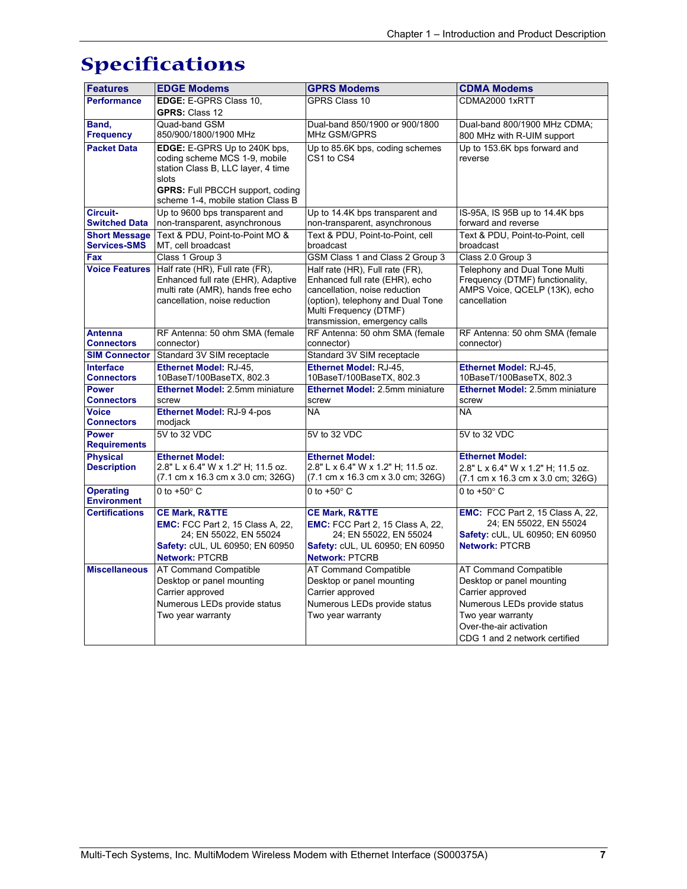# Specifications

| Features | EDGE Modems | GPRS Modems | CDMA Modems |
|---|---|---|---|
| **Performance** | **EDGE:** E-GPRS Class 10,<br>**GPRS:** Class 12 | GPRS Class 10 | CDMA2000 1xRTT |
| **Band, Frequency** | Quad-band GSM 850/900/1800/1900 MHz | Dual-band 850/1900 or 900/1800 MHz GSM/GPRS | Dual-band 800/1900 MHz CDMA;<br>800 MHz with R-UIM support |
| **Packet Data** | **EDGE:** E-GPRS Up to 240K bps, coding scheme MCS 1-9, mobile station Class B, LLC layer, 4 time slots<br>**GPRS:** Full PBCCH support, coding scheme 1-4, mobile station Class B | Up to 85.6K bps, coding schemes CS1 to CS4 | Up to 153.6K bps forward and reverse |
| **Circuit-Switched Data** | Up to 9600 bps transparent and non-transparent, asynchronous | Up to 14.4K bps transparent and non-transparent, asynchronous | IS-95A, IS 95B up to 14.4K bps forward and reverse |
| **Short Message Services-SMS** | Text & PDU, Point-to-Point MO & MT, cell broadcast | Text & PDU, Point-to-Point, cell broadcast | Text & PDU, Point-to-Point, cell broadcast |
| **Fax** | Class 1 Group 3 | GSM Class 1 and Class 2 Group 3 | Class 2.0 Group 3 |
| **Voice Features** | Half rate (HR), Full rate (FR), Enhanced full rate (EHR), Adaptive multi rate (AMR), hands free echo cancellation, noise reduction | Half rate (HR), Full rate (FR), Enhanced full rate (EHR), echo cancellation, noise reduction (option), telephony and Dual Tone Multi Frequency (DTMF) transmission, emergency calls | Telephony and Dual Tone Multi Frequency (DTMF) functionality, AMPS Voice, QCELP (13K), echo cancellation |
| **Antenna Connectors** | RF Antenna: 50 ohm SMA (female connector) | RF Antenna: 50 ohm SMA (female connector) | RF Antenna: 50 ohm SMA (female connector) |
| **SIM Connector** | Standard 3V SIM receptacle | Standard 3V SIM receptacle | |
| **Interface Connectors** | **Ethernet Model:** RJ-45, 10BaseT/100BaseTX, 802.3 | **Ethernet Model:** RJ-45, 10BaseT/100BaseTX, 802.3 | **Ethernet Model:** RJ-45, 10BaseT/100BaseTX, 802.3 |
| **Power Connectors** | **Ethernet Model:** 2.5mm miniature screw | **Ethernet Model:** 2.5mm miniature screw | **Ethernet Model:** 2.5mm miniature screw |
| **Voice Connectors** | **Ethernet Model:** RJ-9 4-pos modjack | NA | NA |
| **Power Requirements** | 5V to 32 VDC | 5V to 32 VDC | 5V to 32 VDC |
| **Physical Description** | **Ethernet Model:**<br>2.8" L x 6.4" W x 1.2" H; 11.5 oz. (7.1 cm x 16.3 cm x 3.0 cm; 326G) | **Ethernet Model:**<br>2.8" L x 6.4" W x 1.2" H; 11.5 oz. (7.1 cm x 16.3 cm x 3.0 cm; 326G) | **Ethernet Model:**<br>2.8" L x 6.4" W x 1.2" H; 11.5 oz. (7.1 cm x 16.3 cm x 3.0 cm; 326G) |
| **Operating Environment** | 0 to +50° C | 0 to +50° C | 0 to +50° C |
| **Certifications** | **CE Mark, R&TTE**<br>**EMC:** FCC Part 2, 15 Class A, 22, 24; EN 55022, EN 55024<br>**Safety:** cUL, UL 60950; EN 60950<br>**Network:** PTCRB | **CE Mark, R&TTE**<br>**EMC:** FCC Part 2, 15 Class A, 22, 24; EN 55022, EN 55024<br>**Safety:** cUL, UL 60950; EN 60950<br>**Network:** PTCRB | **EMC:** FCC Part 2, 15 Class A, 22, 24; EN 55022, EN 55024<br>**Safety:** cUL, UL 60950; EN 60950<br>**Network:** PTCRB |
| **Miscellaneous** | AT Command Compatible<br>Desktop or panel mounting<br>Carrier approved<br>Numerous LEDs provide status<br>Two year warranty | AT Command Compatible<br>Desktop or panel mounting<br>Carrier approved<br>Numerous LEDs provide status<br>Two year warranty | AT Command Compatible<br>Desktop or panel mounting<br>Carrier approved<br>Numerous LEDs provide status<br>Two year warranty<br>Over-the-air activation<br>CDG 1 and 2 network certified |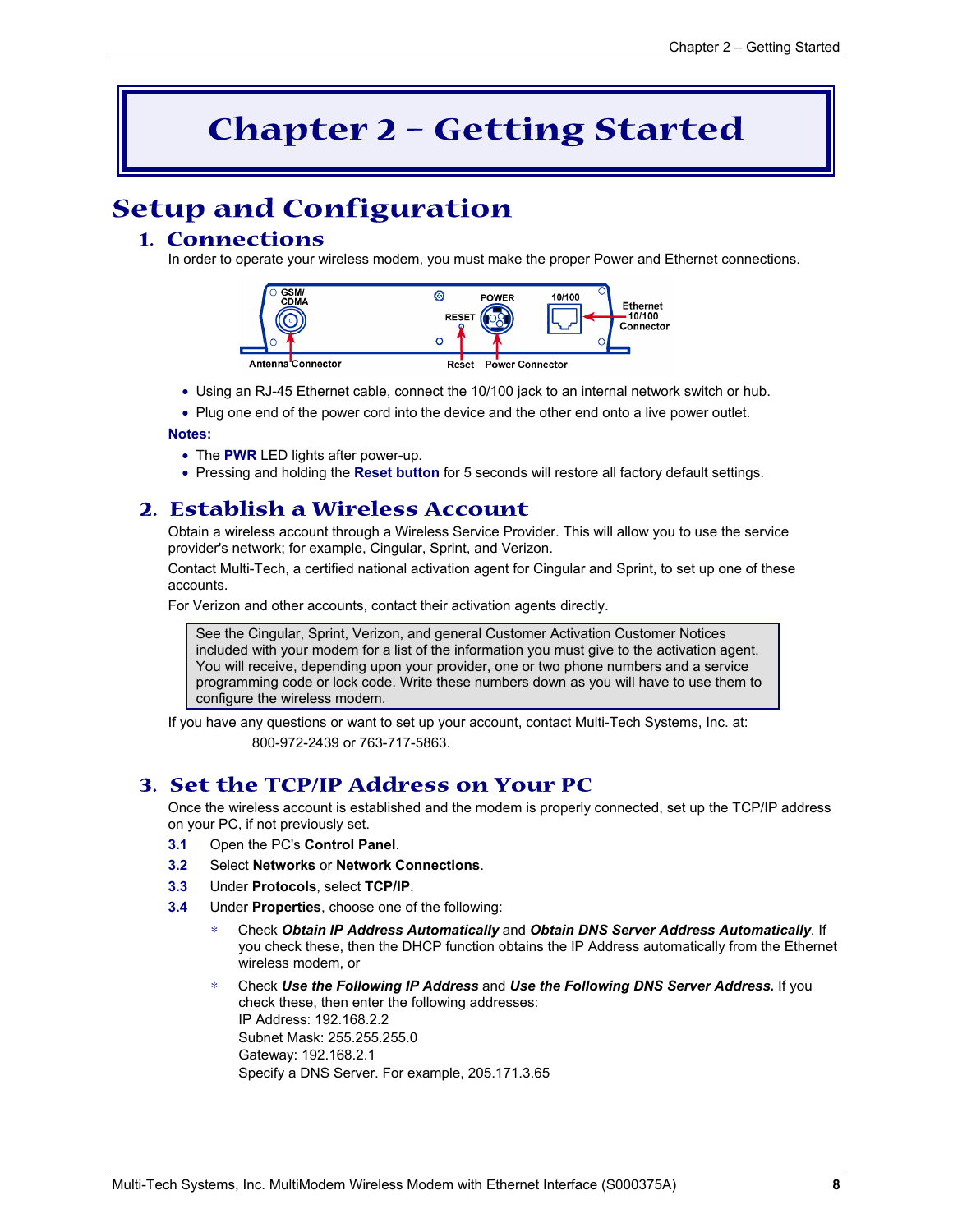# Chapter 2 – Getting Started

## Setup and Configuration

### 1. Connections

In order to operate your wireless modem, you must make the proper Power and Ethernet connections.

- Using an RJ-45 Ethernet cable, connect the 10/100 jack to an internal network switch or hub.
- Plug one end of the power cord into the device and the other end onto a live power outlet.

**Notes:**

- The **PWR** LED lights after power-up.
- Pressing and holding the **Reset button** for 5 seconds will restore all factory default settings.

### 2. Establish a Wireless Account

Obtain a wireless account through a Wireless Service Provider. This will allow you to use the service provider's network; for example, Cingular, Sprint, and Verizon.

Contact Multi-Tech, a certified national activation agent for Cingular and Sprint, to set up one of these accounts.

For Verizon and other accounts, contact their activation agents directly.

> See the Cingular, Sprint, Verizon, and general Customer Activation Customer Notices included with your modem for a list of the information you must give to the activation agent. You will receive, depending upon your provider, one or two phone numbers and a service programming code or lock code. Write these numbers down as you will have to use them to configure the wireless modem.

If you have any questions or want to set up your account, contact Multi-Tech Systems, Inc. at:

800-972-2439 or 763-717-5863.

### 3. Set the TCP/IP Address on Your PC

Once the wireless account is established and the modem is properly connected, set up the TCP/IP address on your PC, if not previously set.

**3.1** Open the PC's **Control Panel**.

**3.2** Select **Networks** or **Network Connections**.

**3.3** Under **Protocols**, select **TCP/IP**.

**3.4** Under **Properties**, choose one of the following:

- Check ***Obtain IP Address Automatically*** and ***Obtain DNS Server Address Automatically***. If you check these, then the DHCP function obtains the IP Address automatically from the Ethernet wireless modem, or
- Check ***Use the Following IP Address*** and ***Use the Following DNS Server Address.*** If you check these, then enter the following addresses:
  IP Address: 192.168.2.2
  Subnet Mask: 255.255.255.0
  Gateway: 192.168.2.1
  Specify a DNS Server. For example, 205.171.3.65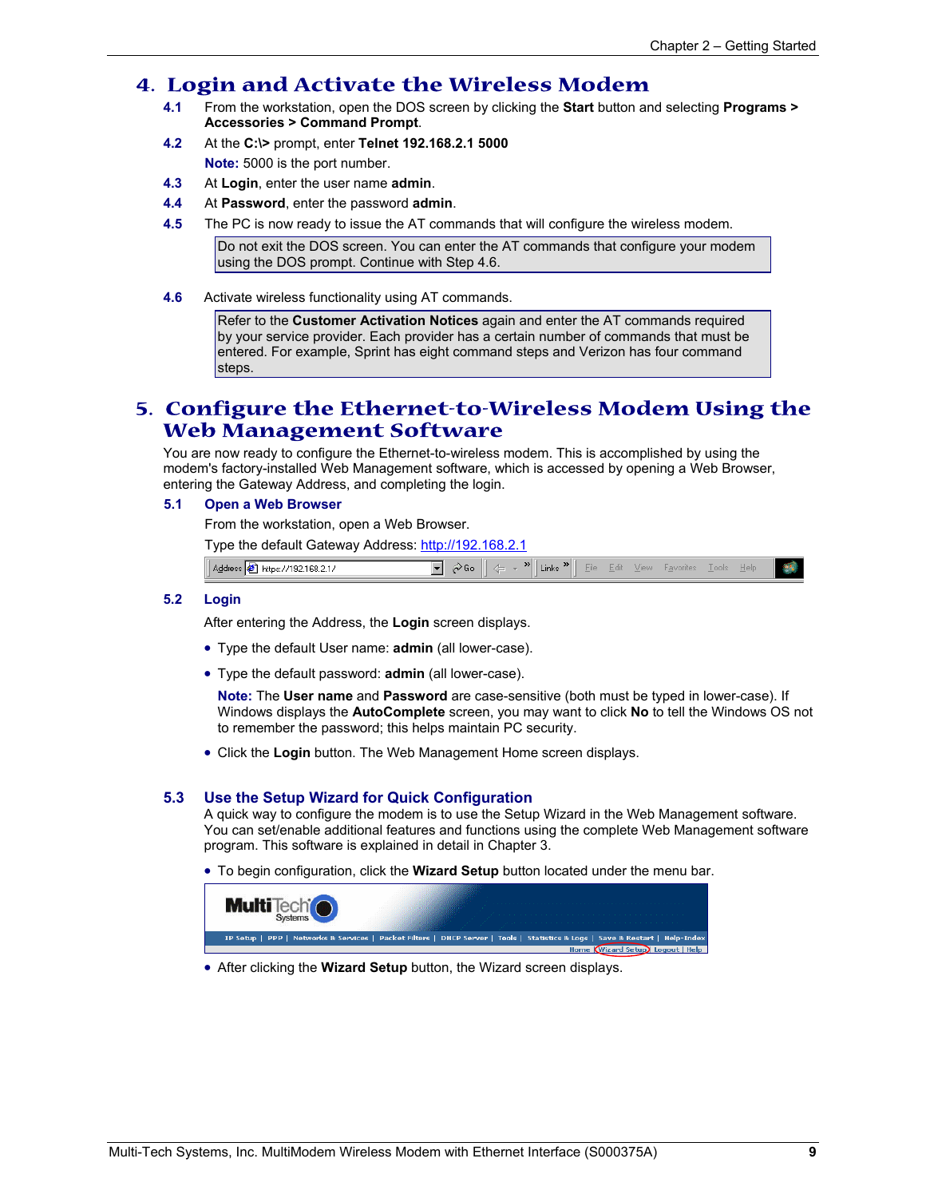## 4. Login and Activate the Wireless Modem

**4.1** From the workstation, open the DOS screen by clicking the **Start** button and selecting **Programs > Accessories > Command Prompt**.

**4.2** At the **C:\>** prompt, enter **Telnet 192.168.2.1 5000**

**Note:** 5000 is the port number.

**4.3** At **Login**, enter the user name **admin**.

**4.4** At **Password**, enter the password **admin**.

**4.5** The PC is now ready to issue the AT commands that will configure the wireless modem.

> Do not exit the DOS screen. You can enter the AT commands that configure your modem using the DOS prompt. Continue with Step 4.6.

**4.6** Activate wireless functionality using AT commands.

> Refer to the **Customer Activation Notices** again and enter the AT commands required by your service provider. Each provider has a certain number of commands that must be entered. For example, Sprint has eight command steps and Verizon has four command steps.

## 5. Configure the Ethernet-to-Wireless Modem Using the Web Management Software

You are now ready to configure the Ethernet-to-wireless modem. This is accomplished by using the modem's factory-installed Web Management software, which is accessed by opening a Web Browser, entering the Gateway Address, and completing the login.

### 5.1 Open a Web Browser

From the workstation, open a Web Browser.

Type the default Gateway Address: http://192.168.2.1

### 5.2 Login

After entering the Address, the **Login** screen displays.

- Type the default User name: **admin** (all lower-case).
- Type the default password: **admin** (all lower-case).

  **Note:** The **User name** and **Password** are case-sensitive (both must be typed in lower-case). If Windows displays the **AutoComplete** screen, you may want to click **No** to tell the Windows OS not to remember the password; this helps maintain PC security.

- Click the **Login** button. The Web Management Home screen displays.

### 5.3 Use the Setup Wizard for Quick Configuration

A quick way to configure the modem is to use the Setup Wizard in the Web Management software. You can set/enable additional features and functions using the complete Web Management software program. This software is explained in detail in Chapter 3.

- To begin configuration, click the **Wizard Setup** button located under the menu bar.
- After clicking the **Wizard Setup** button, the Wizard screen displays.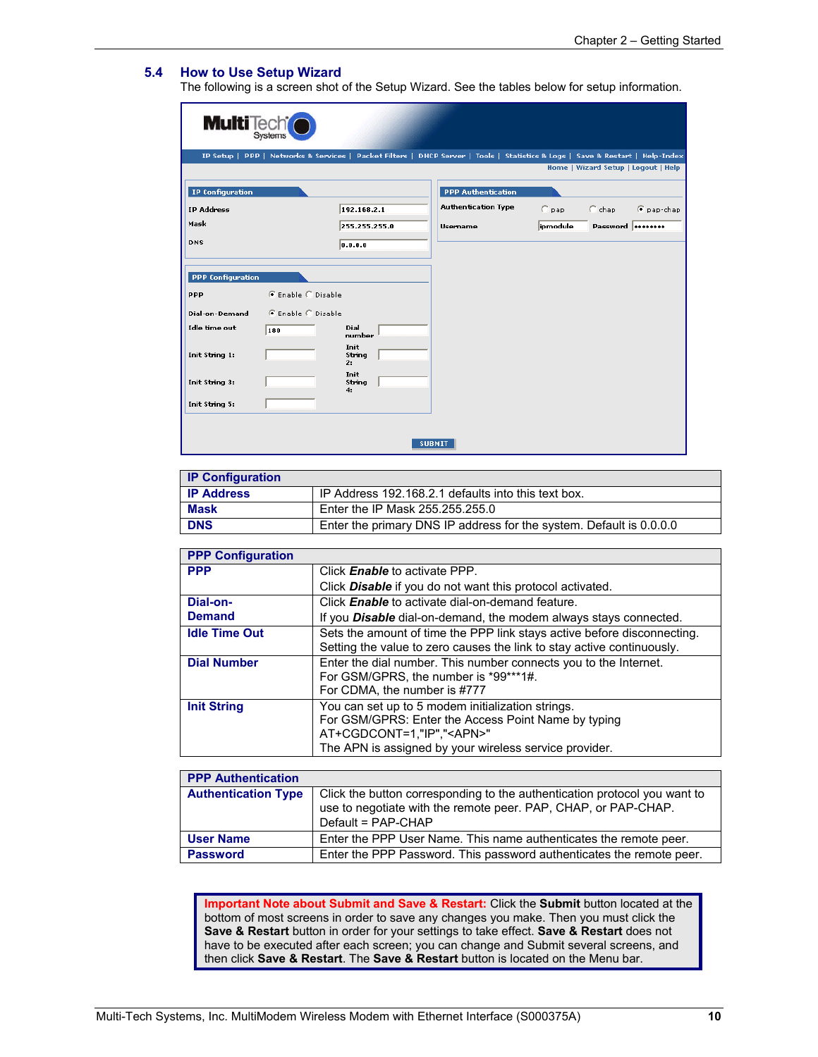## 5.4 How to Use Setup Wizard

The following is a screen shot of the Setup Wizard. See the tables below for setup information.

| IP Configuration | |
|---|---|
| **IP Address** | IP Address 192.168.2.1 defaults into this text box. |
| **Mask** | Enter the IP Mask 255.255.255.0 |
| **DNS** | Enter the primary DNS IP address for the system. Default is 0.0.0.0 |

| PPP Configuration | |
|---|---|
| **PPP** | Click ***Enable*** to activate PPP.<br>Click ***Disable*** if you do not want this protocol activated. |
| **Dial-on-Demand** | Click ***Enable*** to activate dial-on-demand feature.<br>If you ***Disable*** dial-on-demand, the modem always stays connected. |
| **Idle Time Out** | Sets the amount of time the PPP link stays active before disconnecting. Setting the value to zero causes the link to stay active continuously. |
| **Dial Number** | Enter the dial number. This number connects you to the Internet.<br>For GSM/GPRS, the number is *99***1#.<br>For CDMA, the number is #777 |
| **Init String** | You can set up to 5 modem initialization strings.<br>For GSM/GPRS: Enter the Access Point Name by typing AT+CGDCONT=1,"IP","<APN>"<br>The APN is assigned by your wireless service provider. |

| PPP Authentication | |
|---|---|
| **Authentication Type** | Click the button corresponding to the authentication protocol you want to use to negotiate with the remote peer. PAP, CHAP, or PAP-CHAP.<br>Default = PAP-CHAP |
| **User Name** | Enter the PPP User Name. This name authenticates the remote peer. |
| **Password** | Enter the PPP Password. This password authenticates the remote peer. |

**Important Note about Submit and Save & Restart:** Click the **Submit** button located at the bottom of most screens in order to save any changes you make. Then you must click the **Save & Restart** button in order for your settings to take effect. **Save & Restart** does not have to be executed after each screen; you can change and Submit several screens, and then click **Save & Restart**. The **Save & Restart** button is located on the Menu bar.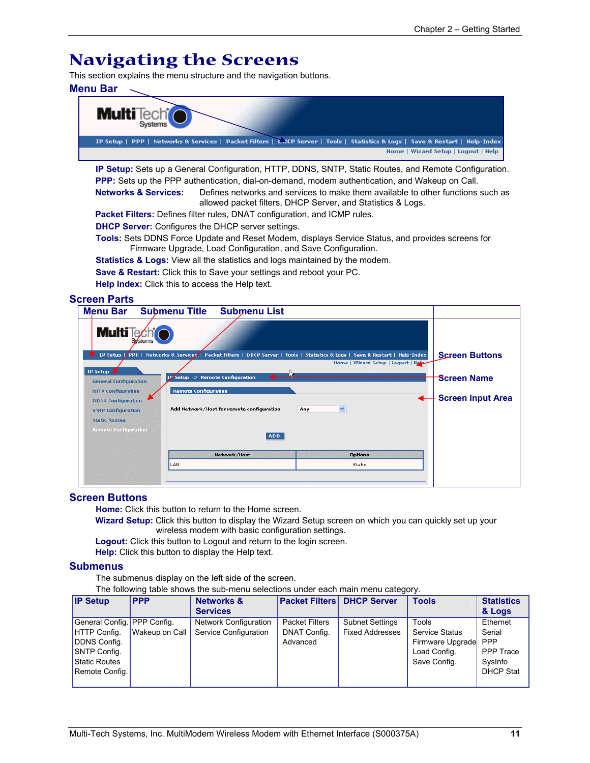# Navigating the Screens

This section explains the menu structure and the navigation buttons.

## Menu Bar

**IP Setup:** Sets up a General Configuration, HTTP, DDNS, SNTP, Static Routes, and Remote Configuration.

**PPP:** Sets up the PPP authentication, dial-on-demand, modem authentication, and Wakeup on Call.

**Networks & Services:** Defines networks and services to make them available to other functions such as allowed packet filters, DHCP Server, and Statistics & Logs.

**Packet Filters:** Defines filter rules, DNAT configuration, and ICMP rules.

**DHCP Server:** Configures the DHCP server settings.

**Tools:** Sets DDNS Force Update and Reset Modem, displays Service Status, and provides screens for Firmware Upgrade, Load Configuration, and Save Configuration.

**Statistics & Logs:** View all the statistics and logs maintained by the modem.

**Save & Restart:** Click this to Save your settings and reboot your PC.

**Help Index:** Click this to access the Help text.

## Screen Parts

Menu Bar | Submenu Title | Submenu List | Screen Buttons | Screen Name | Screen Input Area

## Screen Buttons

**Home:** Click this button to return to the Home screen.

**Wizard Setup:** Click this button to display the Wizard Setup screen on which you can quickly set up your wireless modem with basic configuration settings.

**Logout:** Click this button to Logout and return to the login screen.

**Help:** Click this button to display the Help text.

## Submenus

The submenus display on the left side of the screen.

The following table shows the sub-menu selections under each main menu category.

| IP Setup | PPP | Networks & Services | Packet Filters | DHCP Server | Tools | Statistics & Logs |
|---|---|---|---|---|---|---|
| General Config.<br>HTTP Config.<br>DDNS Config.<br>SNTP Config.<br>Static Routes<br>Remote Config. | PPP Config.<br>Wakeup on Call | Network Configuration<br>Service Configuration | Packet Filters<br>DNAT Config.<br>Advanced | Subnet Settings<br>Fixed Addresses | Tools<br>Service Status<br>Firmware Upgrade<br>Load Config.<br>Save Config. | Ethernet<br>Serial<br>PPP<br>PPP Trace<br>SysInfo<br>DHCP Stat |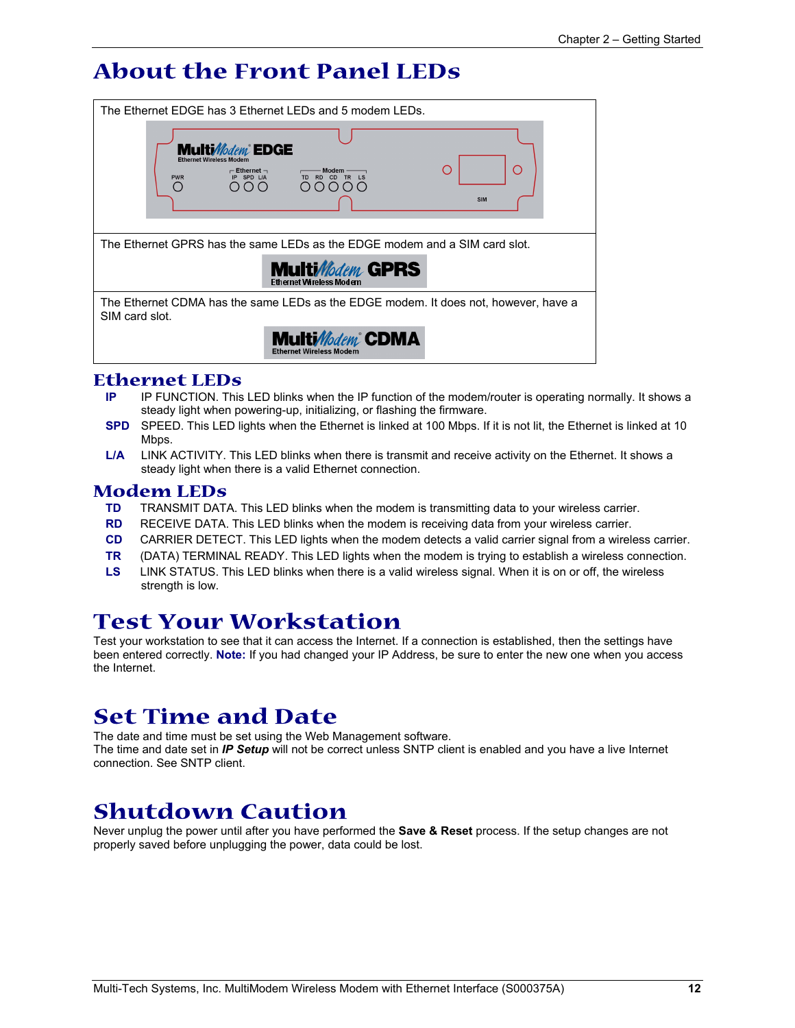# About the Front Panel LEDs

The Ethernet EDGE has 3 Ethernet LEDs and 5 modem LEDs.

The Ethernet GPRS has the same LEDs as the EDGE modem and a SIM card slot.

The Ethernet CDMA has the same LEDs as the EDGE modem. It does not, however, have a SIM card slot.

## Ethernet LEDs

**IP** IP FUNCTION. This LED blinks when the IP function of the modem/router is operating normally. It shows a steady light when powering-up, initializing, or flashing the firmware.

**SPD** SPEED. This LED lights when the Ethernet is linked at 100 Mbps. If it is not lit, the Ethernet is linked at 10 Mbps.

**L/A** LINK ACTIVITY. This LED blinks when there is transmit and receive activity on the Ethernet. It shows a steady light when there is a valid Ethernet connection.

## Modem LEDs

**TD** TRANSMIT DATA. This LED blinks when the modem is transmitting data to your wireless carrier.

**RD** RECEIVE DATA. This LED blinks when the modem is receiving data from your wireless carrier.

**CD** CARRIER DETECT. This LED lights when the modem detects a valid carrier signal from a wireless carrier.

**TR** (DATA) TERMINAL READY. This LED lights when the modem is trying to establish a wireless connection.

**LS** LINK STATUS. This LED blinks when there is a valid wireless signal. When it is on or off, the wireless strength is low.

# Test Your Workstation

Test your workstation to see that it can access the Internet. If a connection is established, then the settings have been entered correctly. **Note:** If you had changed your IP Address, be sure to enter the new one when you access the Internet.

# Set Time and Date

The date and time must be set using the Web Management software.
The time and date set in ***IP Setup*** will not be correct unless SNTP client is enabled and you have a live Internet connection. See SNTP client.

# Shutdown Caution

Never unplug the power until after you have performed the **Save & Reset** process. If the setup changes are not properly saved before unplugging the power, data could be lost.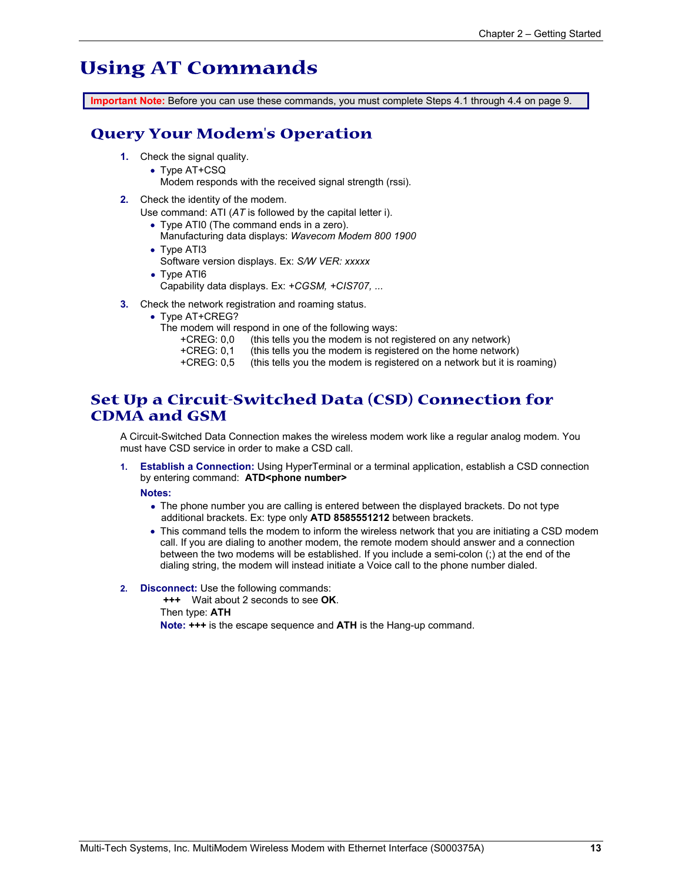# Using AT Commands

**Important Note:** Before you can use these commands, you must complete Steps 4.1 through 4.4 on page 9.

## Query Your Modem's Operation

1. Check the signal quality.
   - Type AT+CSQ
     Modem responds with the received signal strength (rssi).
2. Check the identity of the modem.
   Use command: ATI (*AT* is followed by the capital letter i).
   - Type ATI0 (The command ends in a zero).
     Manufacturing data displays: *Wavecom Modem 800 1900*
   - Type ATI3
     Software version displays. Ex: *S/W VER: xxxxx*
   - Type ATI6
     Capability data displays. Ex: *+CGSM, +CIS707, ...*
3. Check the network registration and roaming status.
   - Type AT+CREG?
     The modem will respond in one of the following ways:
     +CREG: 0,0 (this tells you the modem is not registered on any network)
     +CREG: 0,1 (this tells you the modem is registered on the home network)
     +CREG: 0,5 (this tells you the modem is registered on a network but it is roaming)

## Set Up a Circuit-Switched Data (CSD) Connection for CDMA and GSM

A Circuit-Switched Data Connection makes the wireless modem work like a regular analog modem. You must have CSD service in order to make a CSD call.

1. **Establish a Connection:** Using HyperTerminal or a terminal application, establish a CSD connection by entering command: **ATD<phone number>**

   **Notes:**
   - The phone number you are calling is entered between the displayed brackets. Do not type additional brackets. Ex: type only **ATD 8585551212** between brackets.
   - This command tells the modem to inform the wireless network that you are initiating a CSD modem call. If you are dialing to another modem, the remote modem should answer and a connection between the two modems will be established. If you include a semi-colon (;) at the end of the dialing string, the modem will instead initiate a Voice call to the phone number dialed.

2. **Disconnect:** Use the following commands:
   **+++** Wait about 2 seconds to see **OK**.
   Then type: **ATH**
   **Note:** **+++** is the escape sequence and **ATH** is the Hang-up command.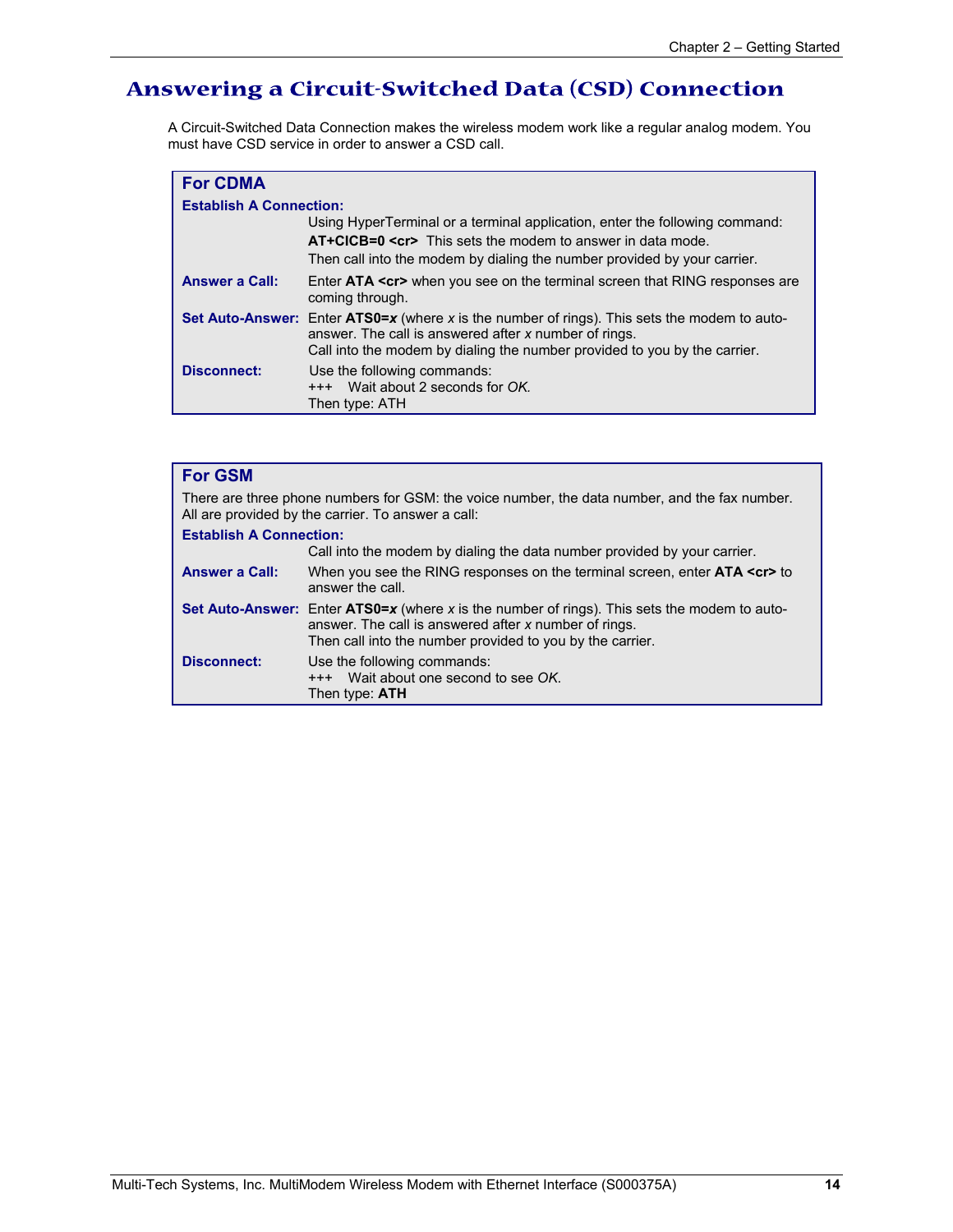# Answering a Circuit-Switched Data (CSD) Connection

A Circuit-Switched Data Connection makes the wireless modem work like a regular analog modem. You must have CSD service in order to answer a CSD call.

## For CDMA

**Establish A Connection:**

Using HyperTerminal or a terminal application, enter the following command:
**AT+CICB=0 <cr>** This sets the modem to answer in data mode.
Then call into the modem by dialing the number provided by your carrier.

**Answer a Call:** Enter **ATA <cr>** when you see on the terminal screen that RING responses are coming through.

**Set Auto-Answer:** Enter **ATS0=*x*** (where *x* is the number of rings). This sets the modem to auto-answer. The call is answered after *x* number of rings.
Call into the modem by dialing the number provided to you by the carrier.

**Disconnect:** Use the following commands:
+++ Wait about 2 seconds for *OK.*
Then type: ATH

## For GSM

There are three phone numbers for GSM: the voice number, the data number, and the fax number. All are provided by the carrier. To answer a call:

**Establish A Connection:**

Call into the modem by dialing the data number provided by your carrier.

**Answer a Call:** When you see the RING responses on the terminal screen, enter **ATA <cr>** to answer the call.

**Set Auto-Answer:** Enter **ATS0=*x*** (where *x* is the number of rings). This sets the modem to auto-answer. The call is answered after *x* number of rings.
Then call into the number provided to you by the carrier.

**Disconnect:** Use the following commands:
+++ Wait about one second to see *OK.*
Then type: **ATH**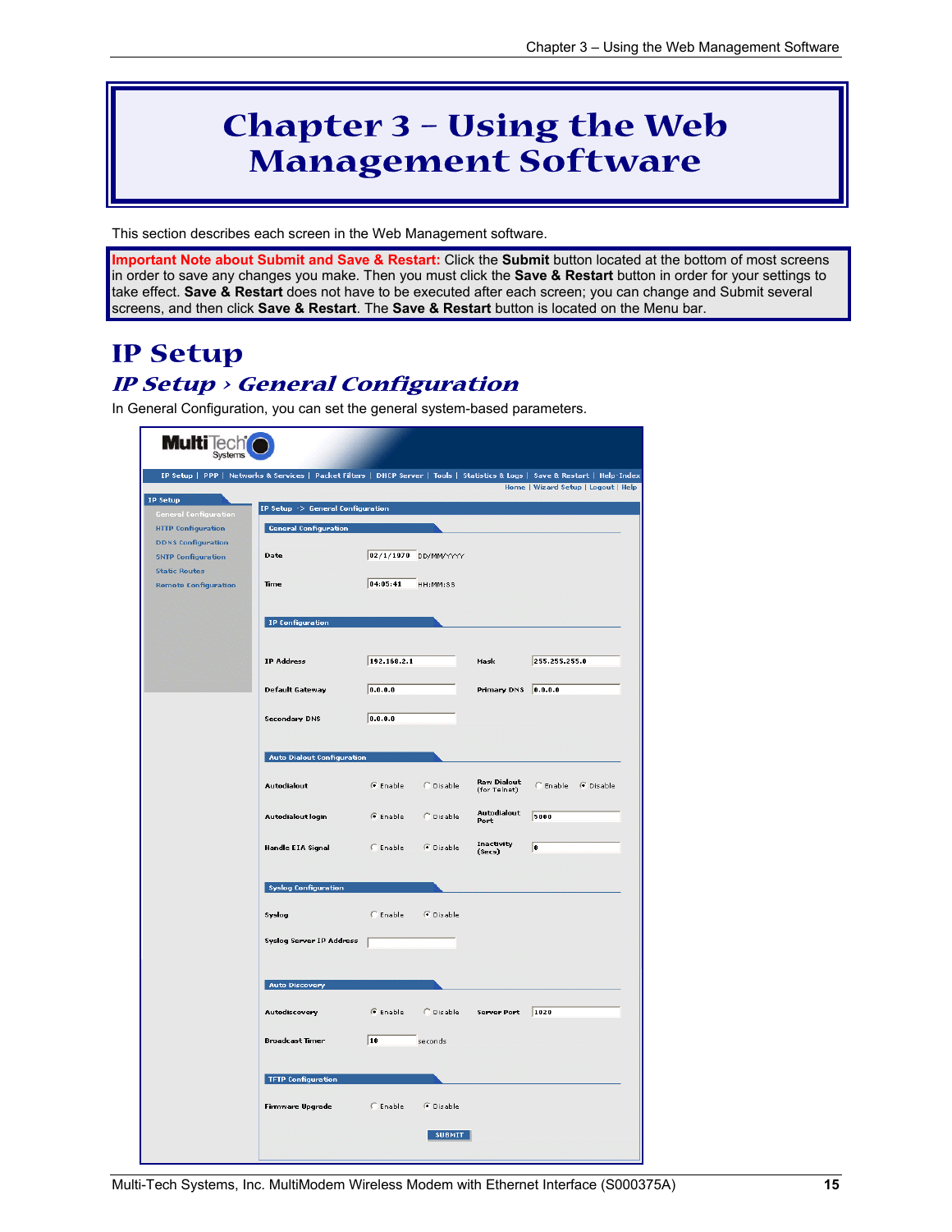# Chapter 3 – Using the Web Management Software

This section describes each screen in the Web Management software.

**Important Note about Submit and Save & Restart:** Click the **Submit** button located at the bottom of most screens in order to save any changes you make. Then you must click the **Save & Restart** button in order for your settings to take effect. **Save & Restart** does not have to be executed after each screen; you can change and Submit several screens, and then click **Save & Restart**. The **Save & Restart** button is located on the Menu bar.

## IP Setup

### *IP Setup › General Configuration*

In General Configuration, you can set the general system-based parameters.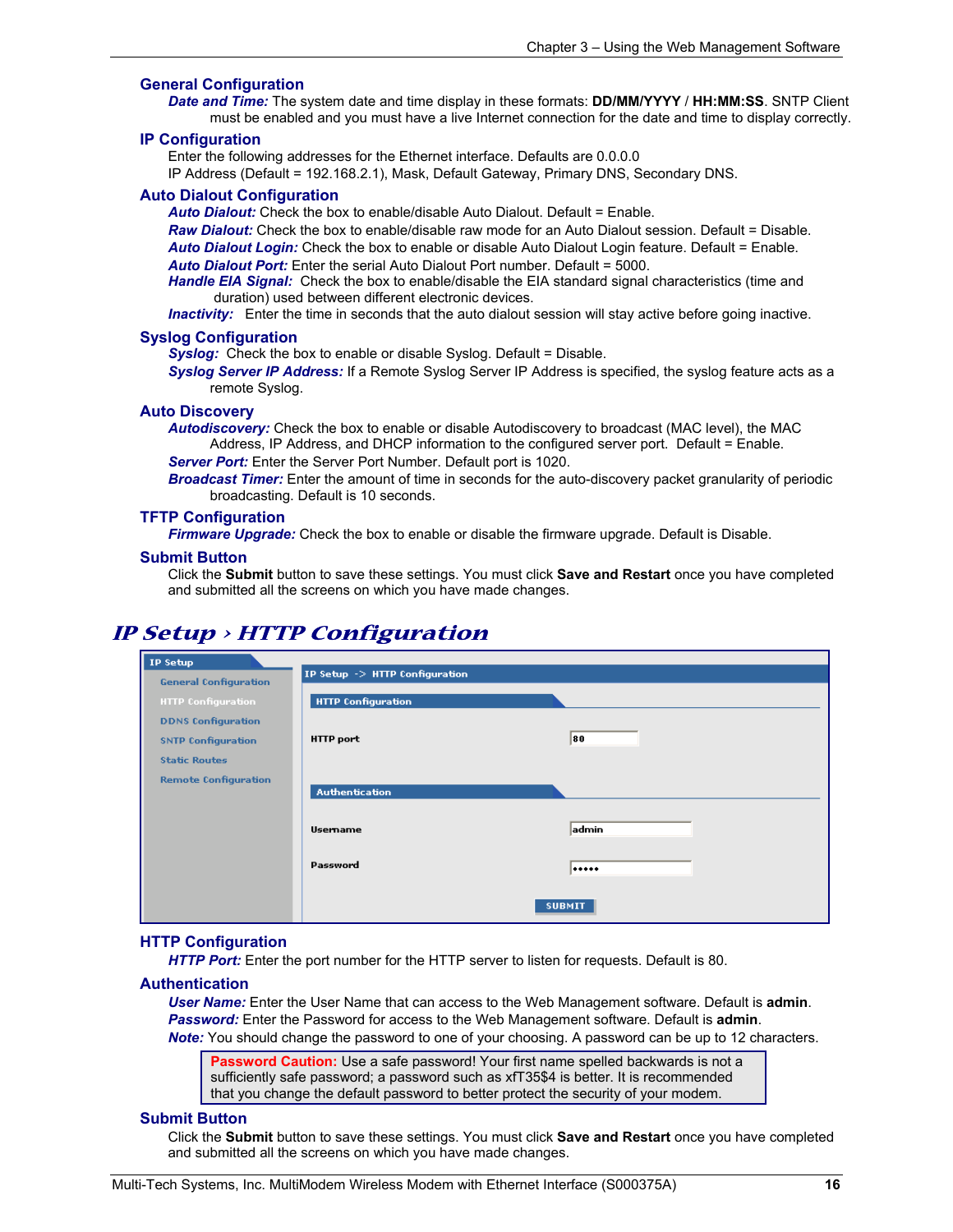### General Configuration

***Date and Time:*** The system date and time display in these formats: **DD/MM/YYYY** / **HH:MM:SS**. SNTP Client must be enabled and you must have a live Internet connection for the date and time to display correctly.

### IP Configuration

Enter the following addresses for the Ethernet interface. Defaults are 0.0.0.0
IP Address (Default = 192.168.2.1), Mask, Default Gateway, Primary DNS, Secondary DNS.

### Auto Dialout Configuration

***Auto Dialout:*** Check the box to enable/disable Auto Dialout. Default = Enable.
***Raw Dialout:*** Check the box to enable/disable raw mode for an Auto Dialout session. Default = Disable.
***Auto Dialout Login:*** Check the box to enable or disable Auto Dialout Login feature. Default = Enable.
***Auto Dialout Port:*** Enter the serial Auto Dialout Port number. Default = 5000.
***Handle EIA Signal:*** Check the box to enable/disable the EIA standard signal characteristics (time and duration) used between different electronic devices.
***Inactivity:*** Enter the time in seconds that the auto dialout session will stay active before going inactive.

### Syslog Configuration

***Syslog:*** Check the box to enable or disable Syslog. Default = Disable.
***Syslog Server IP Address:*** If a Remote Syslog Server IP Address is specified, the syslog feature acts as a remote Syslog.

### Auto Discovery

***Autodiscovery:*** Check the box to enable or disable Autodiscovery to broadcast (MAC level), the MAC Address, IP Address, and DHCP information to the configured server port. Default = Enable.
***Server Port:*** Enter the Server Port Number. Default port is 1020.
***Broadcast Timer:*** Enter the amount of time in seconds for the auto-discovery packet granularity of periodic broadcasting. Default is 10 seconds.

### TFTP Configuration

***Firmware Upgrade:*** Check the box to enable or disable the firmware upgrade. Default is Disable.

### Submit Button

Click the **Submit** button to save these settings. You must click **Save and Restart** once you have completed and submitted all the screens on which you have made changes.

## *IP Setup › HTTP Configuration*

| IP Setup |
|---|
| General Configuration |
| HTTP Configuration |
| DDNS Configuration |
| SNTP Configuration |
| Static Routes |
| Remote Configuration |

**IP Setup -> HTTP Configuration**

**HTTP Configuration**

| | |
|---|---|
| HTTP port | 80 |

**Authentication**

| | |
|---|---|
| Username | admin |
| Password | ••••• |

SUBMIT

### HTTP Configuration

***HTTP Port:*** Enter the port number for the HTTP server to listen for requests. Default is 80.

### Authentication

***User Name:*** Enter the User Name that can access to the Web Management software. Default is **admin**.
***Password:*** Enter the Password for access to the Web Management software. Default is **admin**.
***Note:*** You should change the password to one of your choosing. A password can be up to 12 characters.

> **Password Caution:** Use a safe password! Your first name spelled backwards is not a sufficiently safe password; a password such as xfT35$4 is better. It is recommended that you change the default password to better protect the security of your modem.

### Submit Button

Click the **Submit** button to save these settings. You must click **Save and Restart** once you have completed and submitted all the screens on which you have made changes.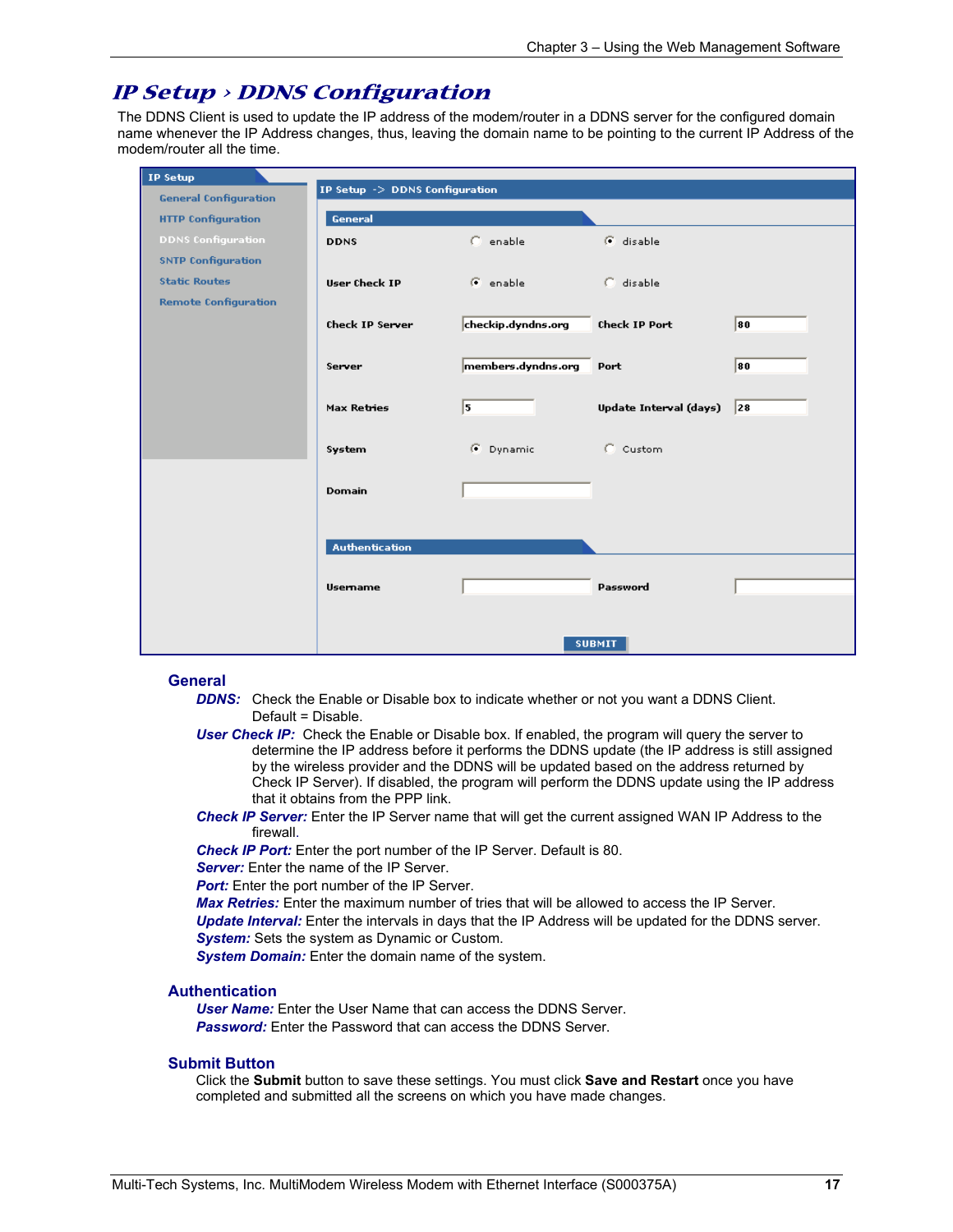# IP Setup › DDNS Configuration

The DDNS Client is used to update the IP address of the modem/router in a DDNS server for the configured domain name whenever the IP Address changes, thus, leaving the domain name to be pointing to the current IP Address of the modem/router all the time.

### General

***DDNS:*** Check the Enable or Disable box to indicate whether or not you want a DDNS Client. Default = Disable.

***User Check IP:*** Check the Enable or Disable box. If enabled, the program will query the server to determine the IP address before it performs the DDNS update (the IP address is still assigned by the wireless provider and the DDNS will be updated based on the address returned by Check IP Server). If disabled, the program will perform the DDNS update using the IP address that it obtains from the PPP link.

***Check IP Server:*** Enter the IP Server name that will get the current assigned WAN IP Address to the firewall.

***Check IP Port:*** Enter the port number of the IP Server. Default is 80.

***Server:*** Enter the name of the IP Server.

***Port:*** Enter the port number of the IP Server.

***Max Retries:*** Enter the maximum number of tries that will be allowed to access the IP Server.

***Update Interval:*** Enter the intervals in days that the IP Address will be updated for the DDNS server.

***System:*** Sets the system as Dynamic or Custom.

***System Domain:*** Enter the domain name of the system.

### Authentication

***User Name:*** Enter the User Name that can access the DDNS Server.

***Password:*** Enter the Password that can access the DDNS Server.

### Submit Button

Click the **Submit** button to save these settings. You must click **Save and Restart** once you have completed and submitted all the screens on which you have made changes.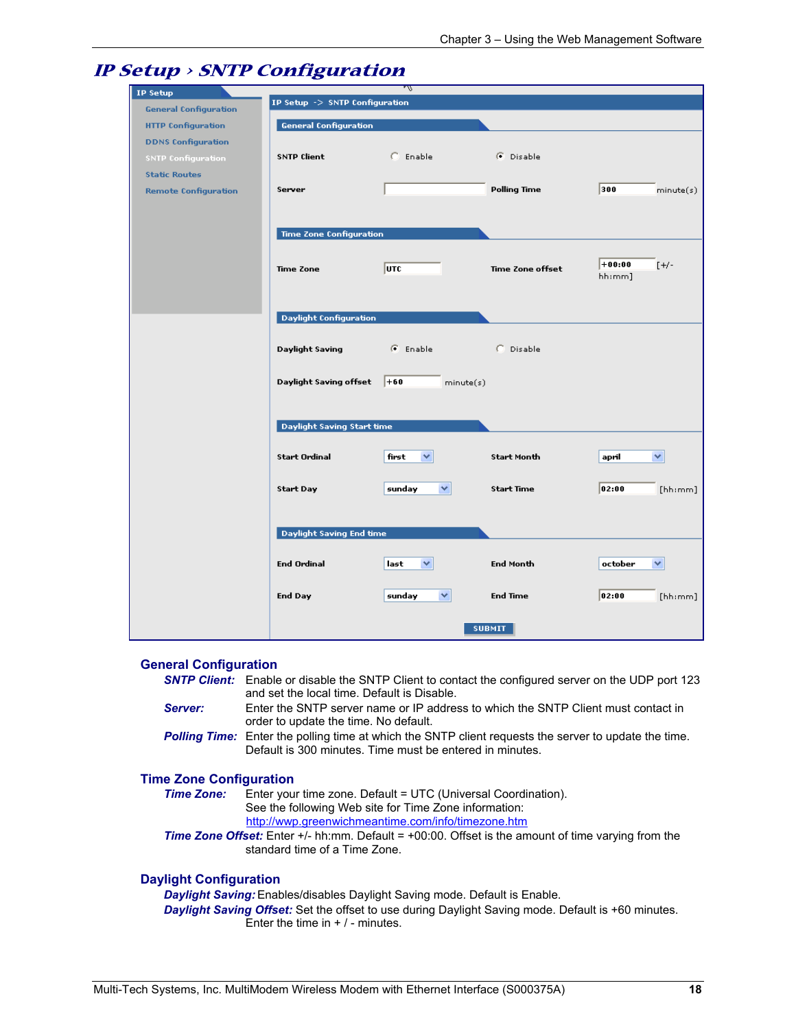# IP Setup › SNTP Configuration

## General Configuration

***SNTP Client:*** Enable or disable the SNTP Client to contact the configured server on the UDP port 123 and set the local time. Default is Disable.

***Server:*** Enter the SNTP server name or IP address to which the SNTP Client must contact in order to update the time. No default.

***Polling Time:*** Enter the polling time at which the SNTP client requests the server to update the time. Default is 300 minutes. Time must be entered in minutes.

## Time Zone Configuration

***Time Zone:*** Enter your time zone. Default = UTC (Universal Coordination). See the following Web site for Time Zone information: http://wwp.greenwichmeantime.com/info/timezone.htm

***Time Zone Offset:*** Enter +/- hh:mm. Default = +00:00. Offset is the amount of time varying from the standard time of a Time Zone.

## Daylight Configuration

***Daylight Saving:*** Enables/disables Daylight Saving mode. Default is Enable.

***Daylight Saving Offset:*** Set the offset to use during Daylight Saving mode. Default is +60 minutes. Enter the time in + / - minutes.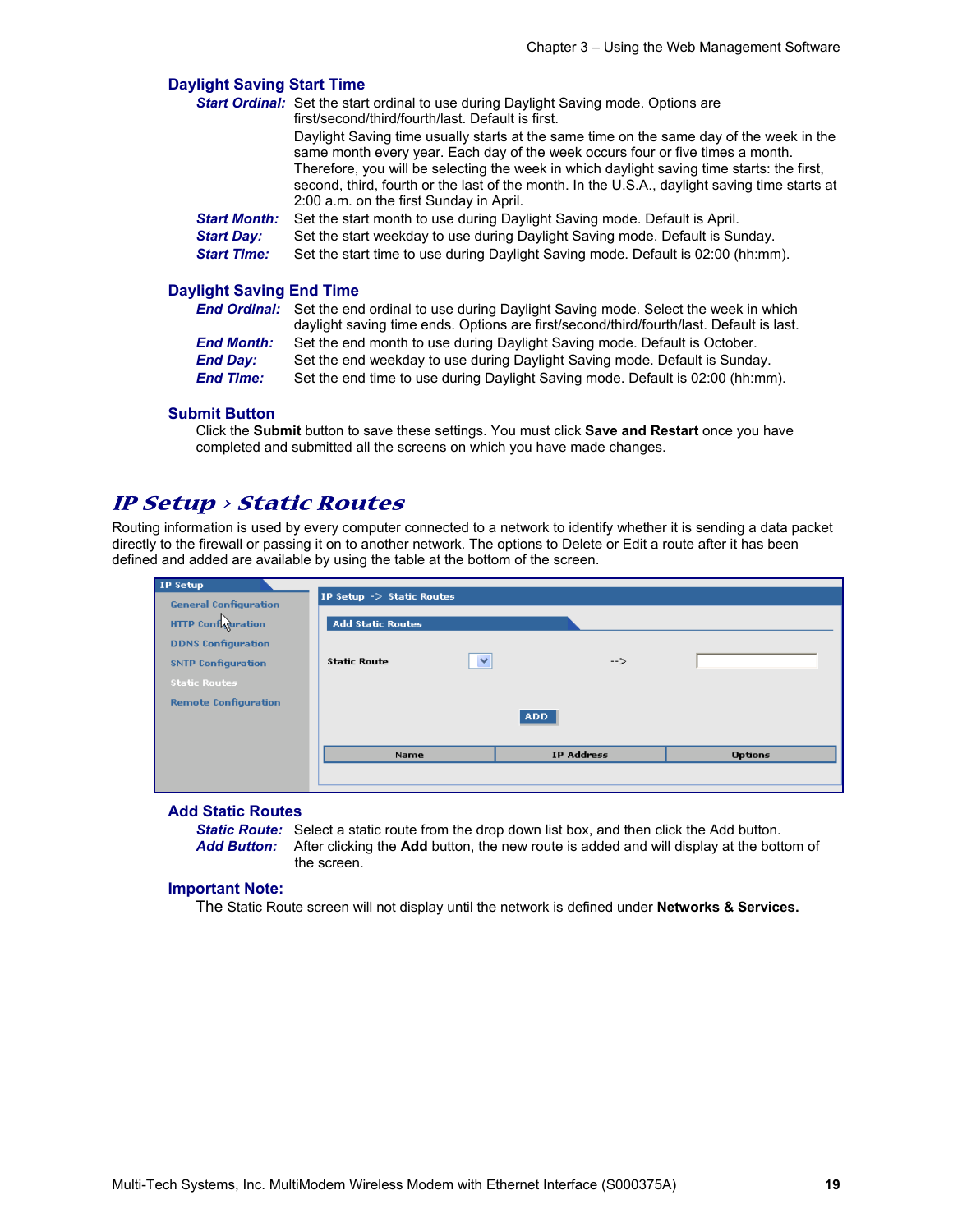### Daylight Saving Start Time

***Start Ordinal:*** Set the start ordinal to use during Daylight Saving mode. Options are first/second/third/fourth/last. Default is first.
Daylight Saving time usually starts at the same time on the same day of the week in the same month every year. Each day of the week occurs four or five times a month. Therefore, you will be selecting the week in which daylight saving time starts: the first, second, third, fourth or the last of the month. In the U.S.A., daylight saving time starts at 2:00 a.m. on the first Sunday in April.

***Start Month:*** Set the start month to use during Daylight Saving mode. Default is April.

***Start Day:*** Set the start weekday to use during Daylight Saving mode. Default is Sunday.

***Start Time:*** Set the start time to use during Daylight Saving mode. Default is 02:00 (hh:mm).

### Daylight Saving End Time

***End Ordinal:*** Set the end ordinal to use during Daylight Saving mode. Select the week in which daylight saving time ends. Options are first/second/third/fourth/last. Default is last.

***End Month:*** Set the end month to use during Daylight Saving mode. Default is October.

***End Day:*** Set the end weekday to use during Daylight Saving mode. Default is Sunday.

***End Time:*** Set the end time to use during Daylight Saving mode. Default is 02:00 (hh:mm).

### Submit Button

Click the **Submit** button to save these settings. You must click **Save and Restart** once you have completed and submitted all the screens on which you have made changes.

## *IP Setup › Static Routes*

Routing information is used by every computer connected to a network to identify whether it is sending a data packet directly to the firewall or passing it on to another network. The options to Delete or Edit a route after it has been defined and added are available by using the table at the bottom of the screen.

IP Setup
- General Configuration
- HTTP Configuration
- DDNS Configuration
- SNTP Configuration
- Static Routes
- Remote Configuration

IP Setup -> Static Routes

Add Static Routes

Static Route -->

ADD

| Name | IP Address | Options |
|---|---|---|

### Add Static Routes

***Static Route:*** Select a static route from the drop down list box, and then click the Add button.

***Add Button:*** After clicking the **Add** button, the new route is added and will display at the bottom of the screen.

### Important Note:

The Static Route screen will not display until the network is defined under **Networks & Services.**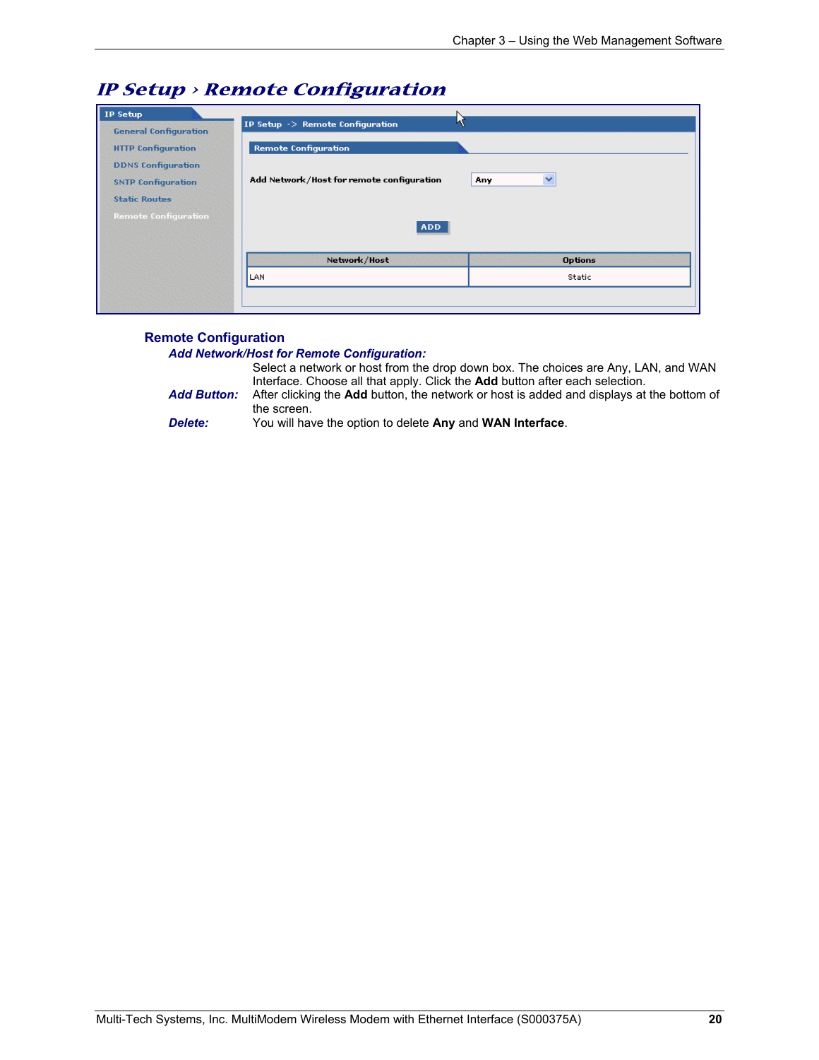# IP Setup › Remote Configuration

## Remote Configuration

***Add Network/Host for Remote Configuration:***

Select a network or host from the drop down box. The choices are Any, LAN, and WAN Interface. Choose all that apply. Click the **Add** button after each selection.

***Add Button:*** After clicking the **Add** button, the network or host is added and displays at the bottom of the screen.

***Delete:*** You will have the option to delete **Any** and **WAN Interface**.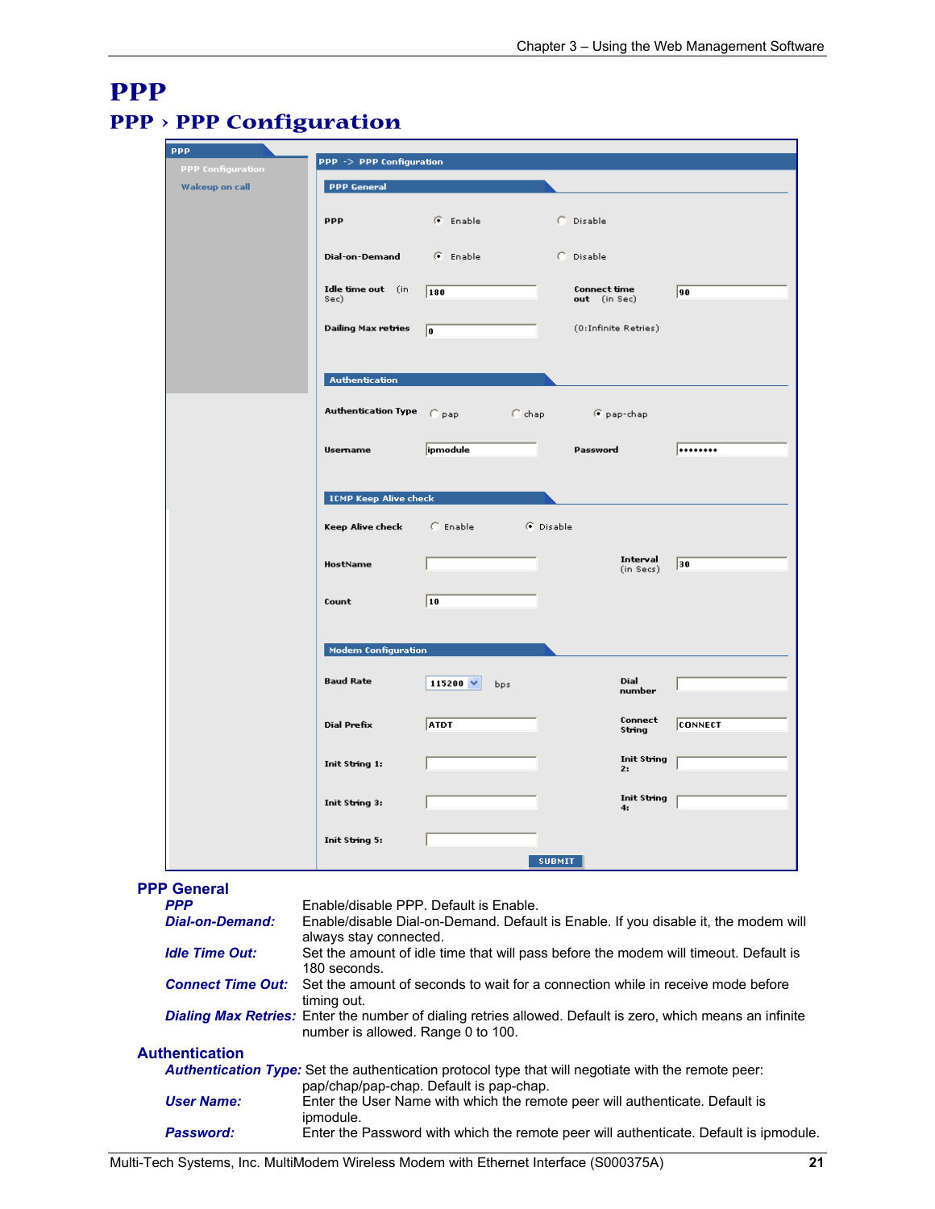# PPP

## PPP › PPP Configuration

PPP
PPP Configuration
Wakeup on call

PPP -> PPP Configuration

**PPP General**

| | | | |
|---|---|---|---|
| PPP | ◉ Enable | ○ Disable | |
| Dial-on-Demand | ◉ Enable | ○ Disable | |
| Idle time out (in Sec) | 180 | Connect time out (in Sec) | 90 |
| Dailing Max retries | 0 | (0:Infinite Retries) | |

**Authentication**

| | | | |
|---|---|---|---|
| Authentication Type | ○ pap | ○ chap | ◉ pap-chap |
| Username | ipmodule | Password | •••••••• |

**ICMP Keep Alive check**

| | | | |
|---|---|---|---|
| Keep Alive check | ○ Enable | ◉ Disable | |
| HostName | | Interval (in Secs) | 30 |
| Count | 10 | | |

**Modem Configuration**

| | | | |
|---|---|---|---|
| Baud Rate | 115200 bps | Dial number | |
| Dial Prefix | ATDT | Connect String | CONNECT |
| Init String 1: | | Init String 2: | |
| Init String 3: | | Init String 4: | |
| Init String 5: | | | |

SUBMIT

### PPP General

***PPP*** Enable/disable PPP. Default is Enable.

***Dial-on-Demand:*** Enable/disable Dial-on-Demand. Default is Enable. If you disable it, the modem will always stay connected.

***Idle Time Out:*** Set the amount of idle time that will pass before the modem will timeout. Default is 180 seconds.

***Connect Time Out:*** Set the amount of seconds to wait for a connection while in receive mode before timing out.

***Dialing Max Retries:*** Enter the number of dialing retries allowed. Default is zero, which means an infinite number is allowed. Range 0 to 100.

### Authentication

***Authentication Type:*** Set the authentication protocol type that will negotiate with the remote peer: pap/chap/pap-chap. Default is pap-chap.

***User Name:*** Enter the User Name with which the remote peer will authenticate. Default is ipmodule.

***Password:*** Enter the Password with which the remote peer will authenticate. Default is ipmodule.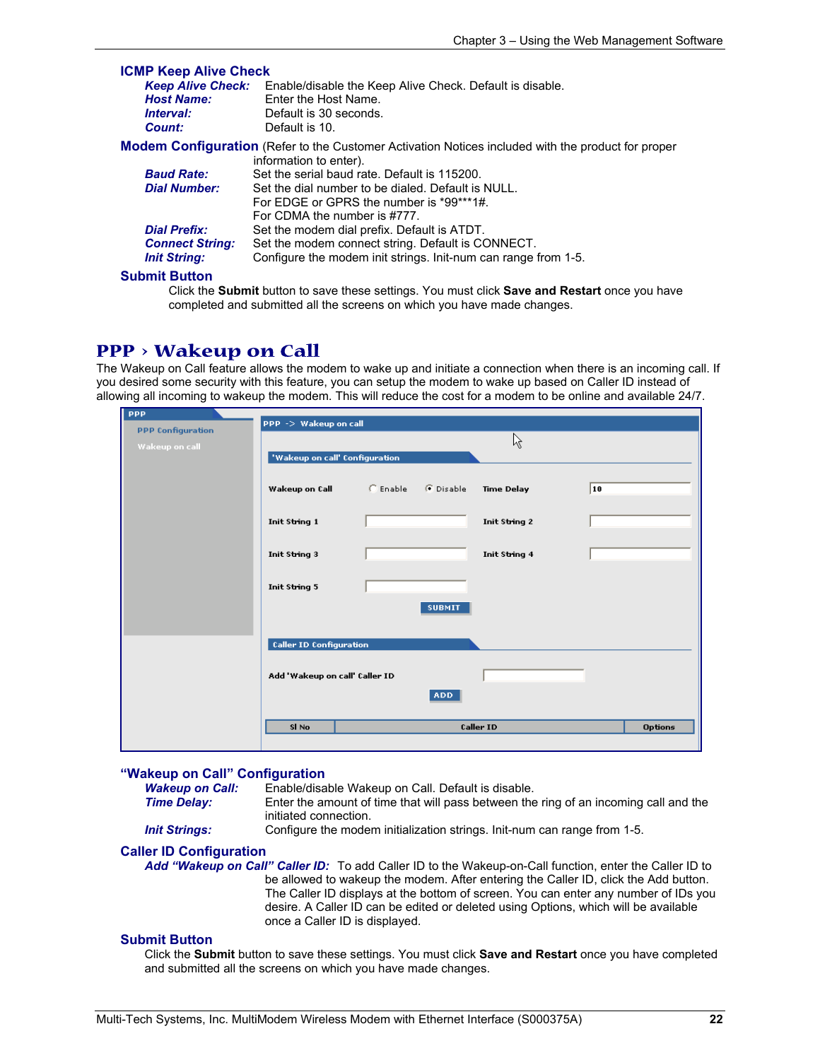### ICMP Keep Alive Check

***Keep Alive Check:*** Enable/disable the Keep Alive Check. Default is disable.
***Host Name:*** Enter the Host Name.
***Interval:*** Default is 30 seconds.
***Count:*** Default is 10.

### Modem Configuration

(Refer to the Customer Activation Notices included with the product for proper information to enter).

***Baud Rate:*** Set the serial baud rate. Default is 115200.
***Dial Number:*** Set the dial number to be dialed. Default is NULL.
For EDGE or GPRS the number is *99***1#.
For CDMA the number is #777.
***Dial Prefix:*** Set the modem dial prefix. Default is ATDT.
***Connect String:*** Set the modem connect string. Default is CONNECT.
***Init String:*** Configure the modem init strings. Init-num can range from 1-5.

### Submit Button

Click the **Submit** button to save these settings. You must click **Save and Restart** once you have completed and submitted all the screens on which you have made changes.

## PPP › Wakeup on Call

The Wakeup on Call feature allows the modem to wake up and initiate a connection when there is an incoming call. If you desired some security with this feature, you can setup the modem to wake up based on Caller ID instead of allowing all incoming to wakeup the modem. This will reduce the cost for a modem to be online and available 24/7.

### "Wakeup on Call" Configuration

***Wakeup on Call:*** Enable/disable Wakeup on Call. Default is disable.
***Time Delay:*** Enter the amount of time that will pass between the ring of an incoming call and the initiated connection.
***Init Strings:*** Configure the modem initialization strings. Init-num can range from 1-5.

### Caller ID Configuration

***Add "Wakeup on Call" Caller ID:*** To add Caller ID to the Wakeup-on-Call function, enter the Caller ID to be allowed to wakeup the modem. After entering the Caller ID, click the Add button. The Caller ID displays at the bottom of screen. You can enter any number of IDs you desire. A Caller ID can be edited or deleted using Options, which will be available once a Caller ID is displayed.

### Submit Button

Click the **Submit** button to save these settings. You must click **Save and Restart** once you have completed and submitted all the screens on which you have made changes.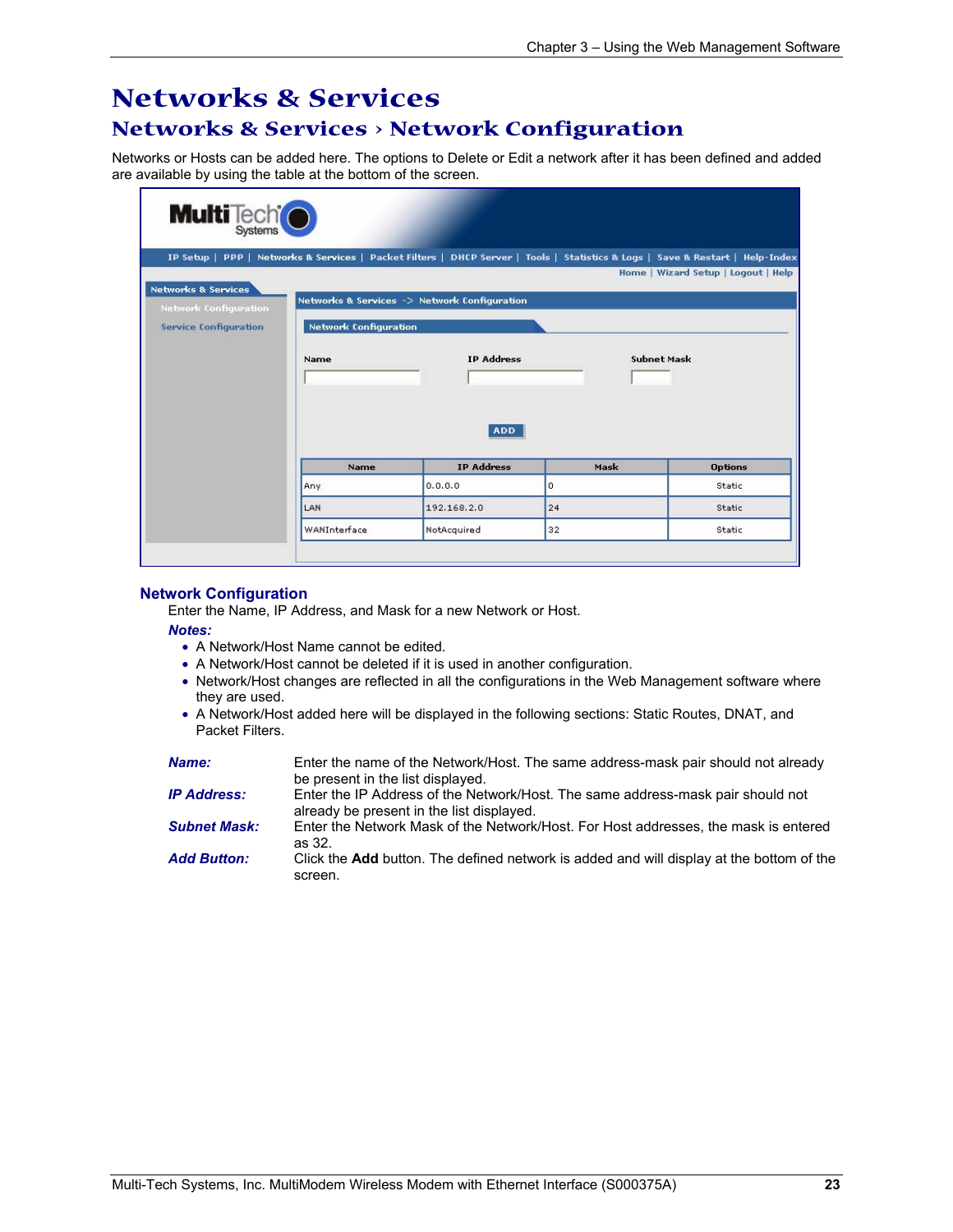# Networks & Services

## Networks & Services › Network Configuration

Networks or Hosts can be added here. The options to Delete or Edit a network after it has been defined and added are available by using the table at the bottom of the screen.

### Network Configuration

Enter the Name, IP Address, and Mask for a new Network or Host.

***Notes:***

- A Network/Host Name cannot be edited.
- A Network/Host cannot be deleted if it is used in another configuration.
- Network/Host changes are reflected in all the configurations in the Web Management software where they are used.
- A Network/Host added here will be displayed in the following sections: Static Routes, DNAT, and Packet Filters.

***Name:*** Enter the name of the Network/Host. The same address-mask pair should not already be present in the list displayed.

***IP Address:*** Enter the IP Address of the Network/Host. The same address-mask pair should not already be present in the list displayed.

***Subnet Mask:*** Enter the Network Mask of the Network/Host. For Host addresses, the mask is entered as 32.

***Add Button:*** Click the **Add** button. The defined network is added and will display at the bottom of the screen.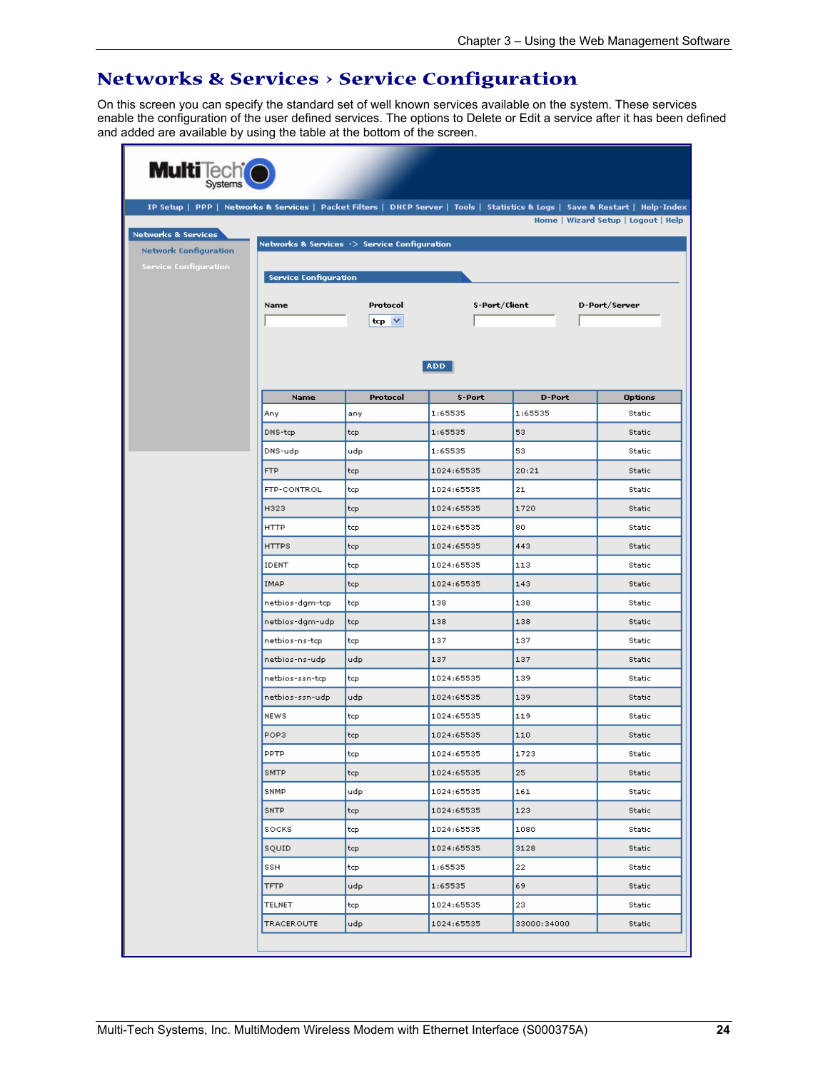# Networks & Services › Service Configuration

On this screen you can specify the standard set of well known services available on the system. These services enable the configuration of the user defined services. The options to Delete or Edit a service after it has been defined and added are available by using the table at the bottom of the screen.

Networks & Services -> Service Configuration

**Service Configuration**

Name | Protocol (tcp) | S-Port/Client | D-Port/Server

ADD

| Name | Protocol | S-Port | D-Port | Options |
|---|---|---|---|---|
| Any | any | 1:65535 | 1:65535 | Static |
| DNS-tcp | tcp | 1:65535 | 53 | Static |
| DNS-udp | udp | 1:65535 | 53 | Static |
| FTP | tcp | 1024:65535 | 20:21 | Static |
| FTP-CONTROL | tcp | 1024:65535 | 21 | Static |
| H323 | tcp | 1024:65535 | 1720 | Static |
| HTTP | tcp | 1024:65535 | 80 | Static |
| HTTPS | tcp | 1024:65535 | 443 | Static |
| IDENT | tcp | 1024:65535 | 113 | Static |
| IMAP | tcp | 1024:65535 | 143 | Static |
| netbios-dgm-tcp | tcp | 138 | 138 | Static |
| netbios-dgm-udp | tcp | 138 | 138 | Static |
| netbios-ns-tcp | tcp | 137 | 137 | Static |
| netbios-ns-udp | udp | 137 | 137 | Static |
| netbios-ssn-tcp | tcp | 1024:65535 | 139 | Static |
| netbios-ssn-udp | udp | 1024:65535 | 139 | Static |
| NEWS | tcp | 1024:65535 | 119 | Static |
| POP3 | tcp | 1024:65535 | 110 | Static |
| PPTP | tcp | 1024:65535 | 1723 | Static |
| SMTP | tcp | 1024:65535 | 25 | Static |
| SNMP | udp | 1024:65535 | 161 | Static |
| SNTP | tcp | 1024:65535 | 123 | Static |
| SOCKS | tcp | 1024:65535 | 1080 | Static |
| SQUID | tcp | 1024:65535 | 3128 | Static |
| SSH | tcp | 1:65535 | 22 | Static |
| TFTP | udp | 1:65535 | 69 | Static |
| TELNET | tcp | 1024:65535 | 23 | Static |
| TRACEROUTE | udp | 1024:65535 | 33000:34000 | Static |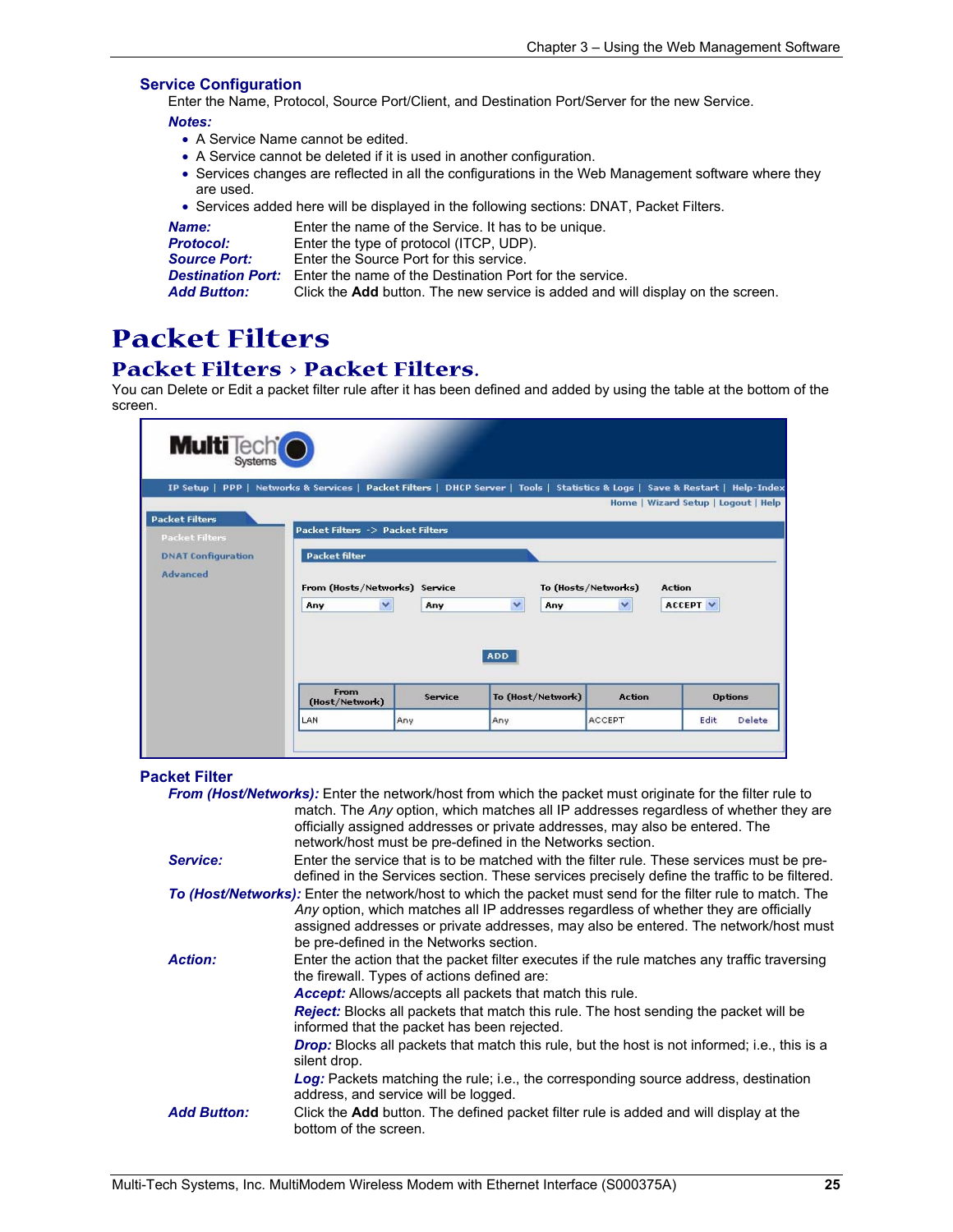### Service Configuration

Enter the Name, Protocol, Source Port/Client, and Destination Port/Server for the new Service.

***Notes:***

- A Service Name cannot be edited.
- A Service cannot be deleted if it is used in another configuration.
- Services changes are reflected in all the configurations in the Web Management software where they are used.
- Services added here will be displayed in the following sections: DNAT, Packet Filters.

***Name:*** Enter the name of the Service. It has to be unique.
***Protocol:*** Enter the type of protocol (ITCP, UDP).
***Source Port:*** Enter the Source Port for this service.
***Destination Port:*** Enter the name of the Destination Port for the service.
***Add Button:*** Click the **Add** button. The new service is added and will display on the screen.

# Packet Filters

## Packet Filters › Packet Filters.

You can Delete or Edit a packet filter rule after it has been defined and added by using the table at the bottom of the screen.

### Packet Filter

***From (Host/Networks):*** Enter the network/host from which the packet must originate for the filter rule to match. The *Any* option, which matches all IP addresses regardless of whether they are officially assigned addresses or private addresses, may also be entered. The network/host must be pre-defined in the Networks section.

***Service:*** Enter the service that is to be matched with the filter rule. These services must be pre-defined in the Services section. These services precisely define the traffic to be filtered.

***To (Host/Networks):*** Enter the network/host to which the packet must send for the filter rule to match. The *Any* option, which matches all IP addresses regardless of whether they are officially assigned addresses or private addresses, may also be entered. The network/host must be pre-defined in the Networks section.

***Action:*** Enter the action that the packet filter executes if the rule matches any traffic traversing the firewall. Types of actions defined are:

***Accept:*** Allows/accepts all packets that match this rule.
***Reject:*** Blocks all packets that match this rule. The host sending the packet will be informed that the packet has been rejected.
***Drop:*** Blocks all packets that match this rule, but the host is not informed; i.e., this is a silent drop.
***Log:*** Packets matching the rule; i.e., the corresponding source address, destination address, and service will be logged.

***Add Button:*** Click the **Add** button. The defined packet filter rule is added and will display at the bottom of the screen.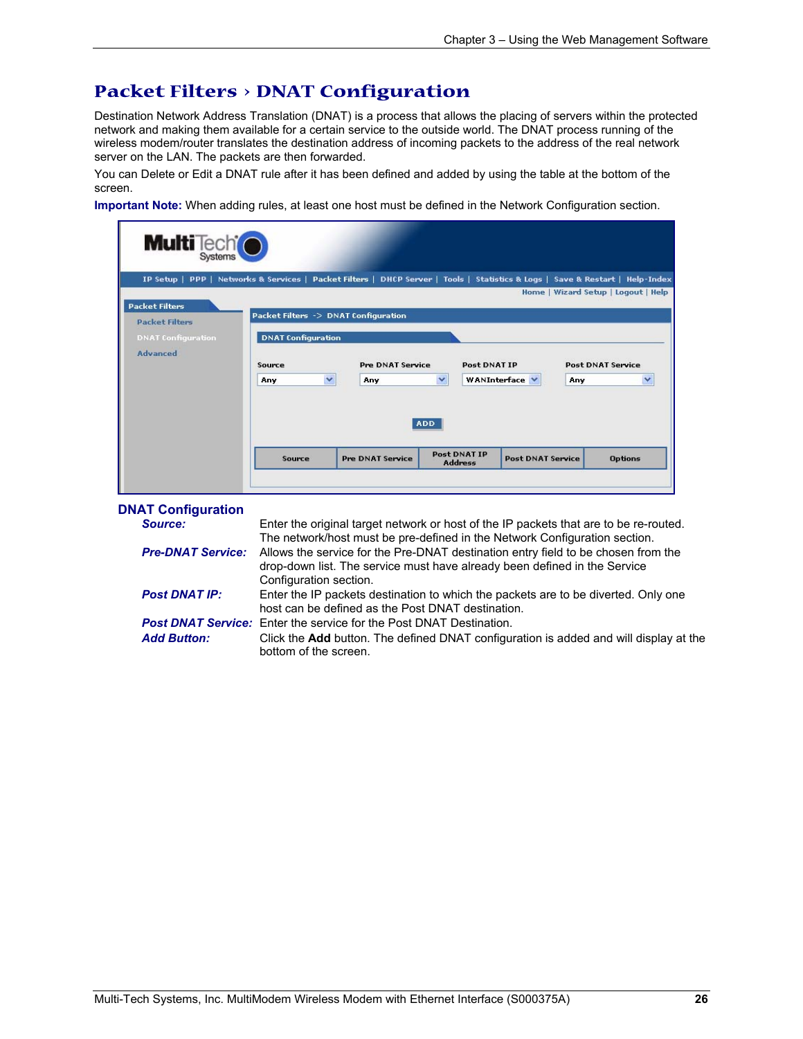# Packet Filters › DNAT Configuration

Destination Network Address Translation (DNAT) is a process that allows the placing of servers within the protected network and making them available for a certain service to the outside world. The DNAT process running of the wireless modem/router translates the destination address of incoming packets to the address of the real network server on the LAN. The packets are then forwarded.

You can Delete or Edit a DNAT rule after it has been defined and added by using the table at the bottom of the screen.

**Important Note:** When adding rules, at least one host must be defined in the Network Configuration section.

## DNAT Configuration

***Source:*** Enter the original target network or host of the IP packets that are to be re-routed. The network/host must be pre-defined in the Network Configuration section.

***Pre-DNAT Service:*** Allows the service for the Pre-DNAT destination entry field to be chosen from the drop-down list. The service must have already been defined in the Service Configuration section.

***Post DNAT IP:*** Enter the IP packets destination to which the packets are to be diverted. Only one host can be defined as the Post DNAT destination.

***Post DNAT Service:*** Enter the service for the Post DNAT Destination.

***Add Button:*** Click the **Add** button. The defined DNAT configuration is added and will display at the bottom of the screen.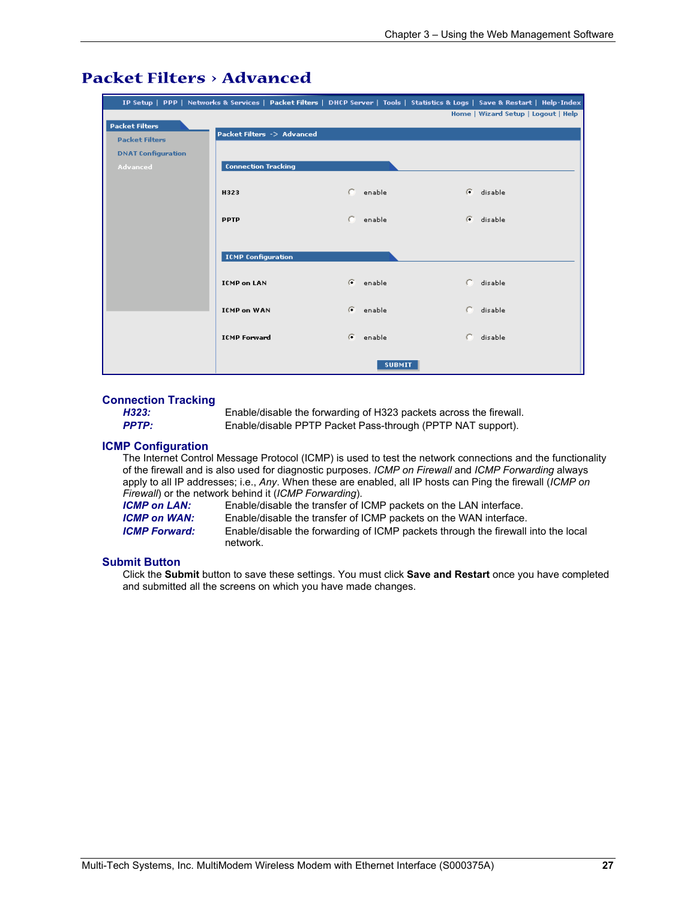# Packet Filters › Advanced

## Connection Tracking

***H323:*** Enable/disable the forwarding of H323 packets across the firewall.

***PPTP:*** Enable/disable PPTP Packet Pass-through (PPTP NAT support).

## ICMP Configuration

The Internet Control Message Protocol (ICMP) is used to test the network connections and the functionality of the firewall and is also used for diagnostic purposes. *ICMP on Firewall* and *ICMP Forwarding* always apply to all IP addresses; i.e., *Any*. When these are enabled, all IP hosts can Ping the firewall (*ICMP on Firewall*) or the network behind it (*ICMP Forwarding*).

***ICMP on LAN:*** Enable/disable the transfer of ICMP packets on the LAN interface.

***ICMP on WAN:*** Enable/disable the transfer of ICMP packets on the WAN interface.

***ICMP Forward:*** Enable/disable the forwarding of ICMP packets through the firewall into the local network.

## Submit Button

Click the **Submit** button to save these settings. You must click **Save and Restart** once you have completed and submitted all the screens on which you have made changes.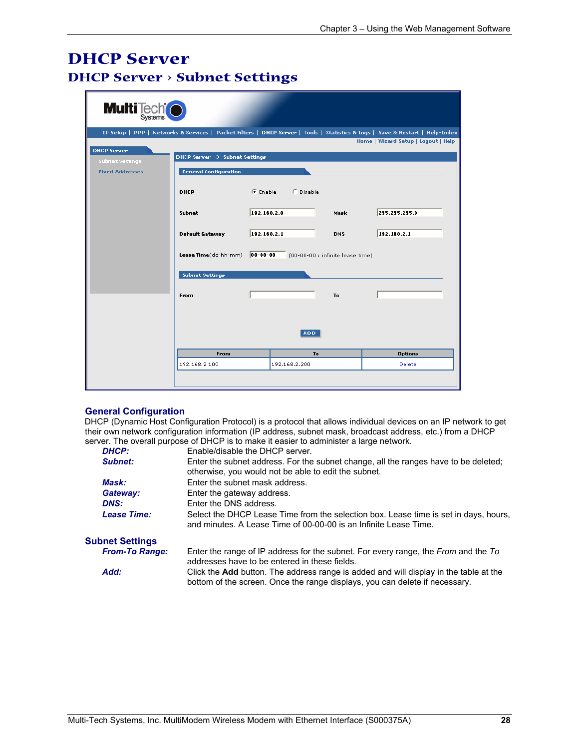# DHCP Server

## DHCP Server › Subnet Settings

### General Configuration

DHCP (Dynamic Host Configuration Protocol) is a protocol that allows individual devices on an IP network to get their own network configuration information (IP address, subnet mask, broadcast address, etc.) from a DHCP server. The overall purpose of DHCP is to make it easier to administer a large network.

***DHCP:*** Enable/disable the DHCP server.

***Subnet:*** Enter the subnet address. For the subnet change, all the ranges have to be deleted; otherwise, you would not be able to edit the subnet.

***Mask:*** Enter the subnet mask address.

***Gateway:*** Enter the gateway address.

***DNS:*** Enter the DNS address.

***Lease Time:*** Select the DHCP Lease Time from the selection box. Lease time is set in days, hours, and minutes. A Lease Time of 00-00-00 is an Infinite Lease Time.

### Subnet Settings

***From-To Range:*** Enter the range of IP address for the subnet. For every range, the *From* and the *To* addresses have to be entered in these fields.

***Add:*** Click the **Add** button. The address range is added and will display in the table at the bottom of the screen. Once the range displays, you can delete if necessary.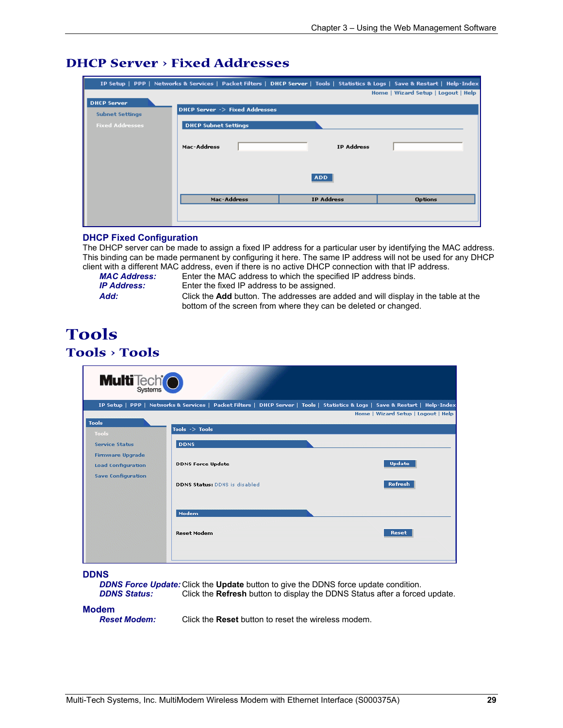## DHCP Server › Fixed Addresses

### DHCP Fixed Configuration

The DHCP server can be made to assign a fixed IP address for a particular user by identifying the MAC address. This binding can be made permanent by configuring it here. The same IP address will not be used for any DHCP client with a different MAC address, even if there is no active DHCP connection with that IP address.

***MAC Address:*** Enter the MAC address to which the specified IP address binds.

***IP Address:*** Enter the fixed IP address to be assigned.

***Add:*** Click the **Add** button. The addresses are added and will display in the table at the bottom of the screen from where they can be deleted or changed.

# Tools

## Tools › Tools

### DDNS

***DDNS Force Update:*** Click the **Update** button to give the DDNS force update condition.

***DDNS Status:*** Click the **Refresh** button to display the DDNS Status after a forced update.

### Modem

***Reset Modem:*** Click the **Reset** button to reset the wireless modem.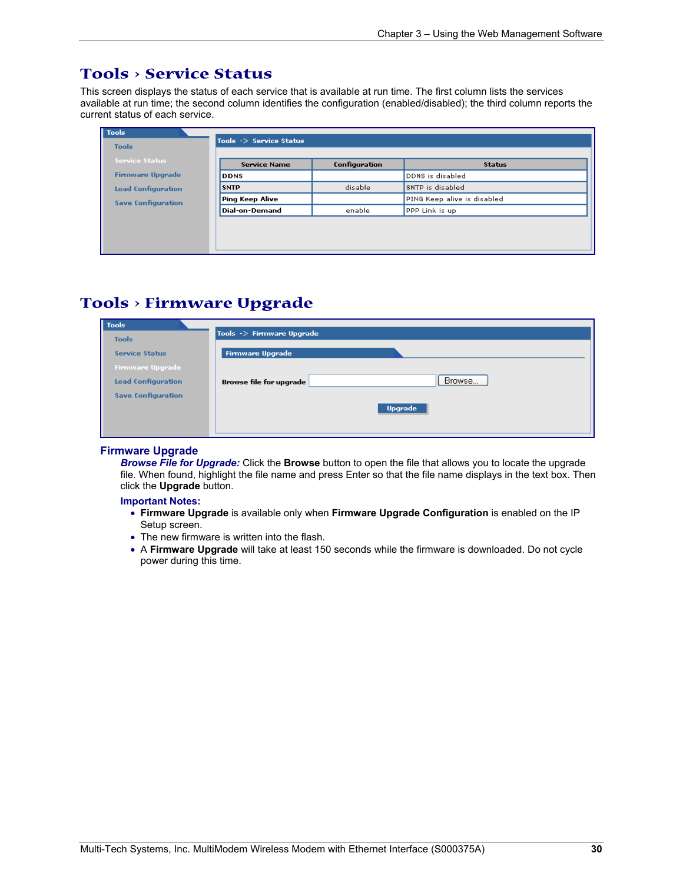# Tools › Service Status

This screen displays the status of each service that is available at run time. The first column lists the services available at run time; the second column identifies the configuration (enabled/disabled); the third column reports the current status of each service.

| Service Name | Configuration | Status |
| --- | --- | --- |
| DDNS | | DDNS is disabled |
| SNTP | disable | SNTP is disabled |
| Ping Keep Alive | | PING Keep alive is disabled |
| Dial-on-Demand | enable | PPP Link is up |

# Tools › Firmware Upgrade

### Firmware Upgrade

***Browse File for Upgrade:*** Click the **Browse** button to open the file that allows you to locate the upgrade file. When found, highlight the file name and press Enter so that the file name displays in the text box. Then click the **Upgrade** button.

**Important Notes:**

- **Firmware Upgrade** is available only when **Firmware Upgrade Configuration** is enabled on the IP Setup screen.
- The new firmware is written into the flash.
- A **Firmware Upgrade** will take at least 150 seconds while the firmware is downloaded. Do not cycle power during this time.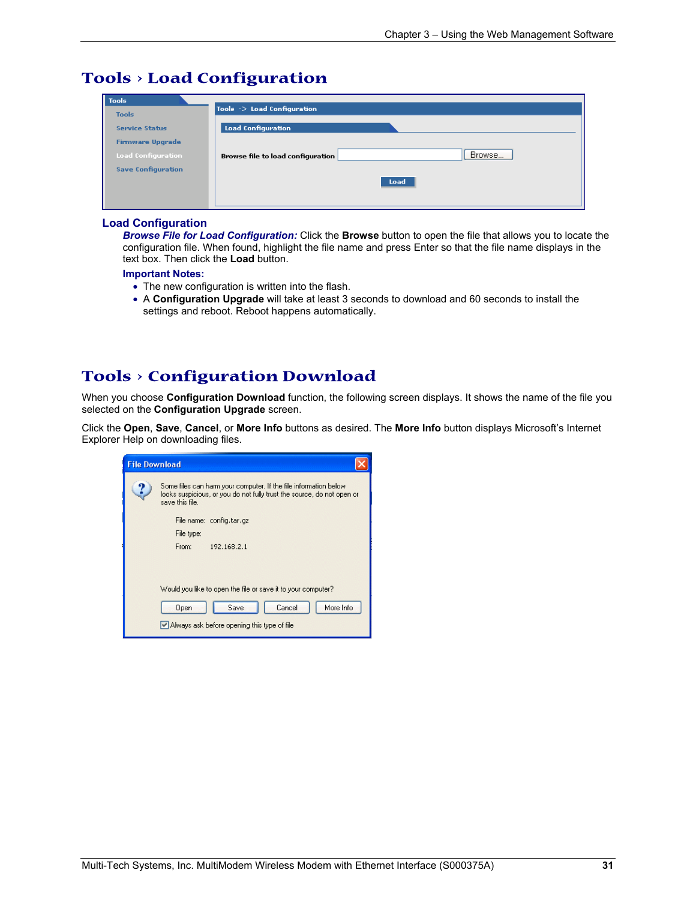# Tools › Load Configuration

## Load Configuration

***Browse File for Load Configuration:*** Click the **Browse** button to open the file that allows you to locate the configuration file. When found, highlight the file name and press Enter so that the file name displays in the text box. Then click the **Load** button.

**Important Notes:**

- The new configuration is written into the flash.
- A **Configuration Upgrade** will take at least 3 seconds to download and 60 seconds to install the settings and reboot. Reboot happens automatically.

# Tools › Configuration Download

When you choose **Configuration Download** function, the following screen displays. It shows the name of the file you selected on the **Configuration Upgrade** screen.

Click the **Open**, **Save**, **Cancel**, or **More Info** buttons as desired. The **More Info** button displays Microsoft's Internet Explorer Help on downloading files.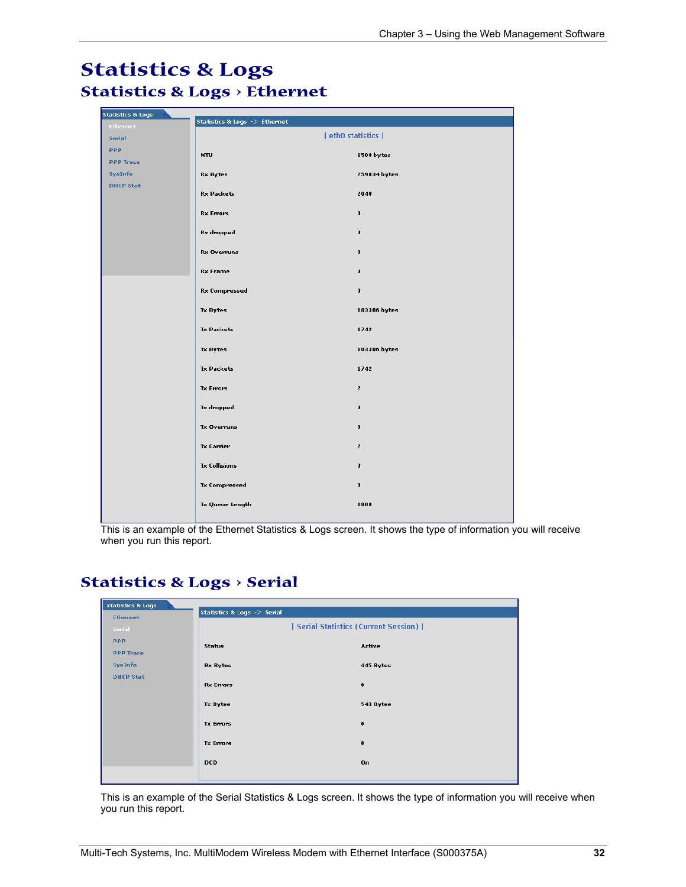# Statistics & Logs

## Statistics & Logs › Ethernet

| Statistics & Logs |
|---|
| Ethernet |
| Serial |
| PPP |
| PPP Trace |
| SysInfo |
| DHCP Stat |

Statistics & Logs -> Ethernet

| eth0 statistics |

| | |
|---|---|
| MTU | 1500 bytes |
| Rx Bytes | 259034 bytes |
| Rx Packets | 2040 |
| Rx Errors | 0 |
| Rx dropped | 0 |
| Rx Overruns | 0 |
| Rx Frame | 0 |
| Rx Compressed | 0 |
| Tx Bytes | 103306 bytes |
| Tx Packets | 1742 |
| Tx Bytes | 103300 bytes |
| Tx Packets | 1742 |
| Tx Errors | 2 |
| Tx dropped | 0 |
| Tx Overruns | 0 |
| Tx Carrier | 2 |
| Tx Collisions | 0 |
| Tx Compressed | 0 |
| Tx Queue Length | 1000 |

This is an example of the Ethernet Statistics & Logs screen. It shows the type of information you will receive when you run this report.

## Statistics & Logs › Serial

| Statistics & Logs |
|---|
| Ethernet |
| Serial |
| PPP |
| PPP Trace |
| SysInfo |
| DHCP Stat |

Statistics & Logs -> Serial

| Serial Statistics (Current Session) |

| | |
|---|---|
| Status | Active |
| Rx Bytes | 445 Bytes |
| Rx Errors | 0 |
| Tx Bytes | 543 Bytes |
| Tx Errors | 0 |
| Tx Errors | 0 |
| DCD | On |

This is an example of the Serial Statistics & Logs screen. It shows the type of information you will receive when you run this report.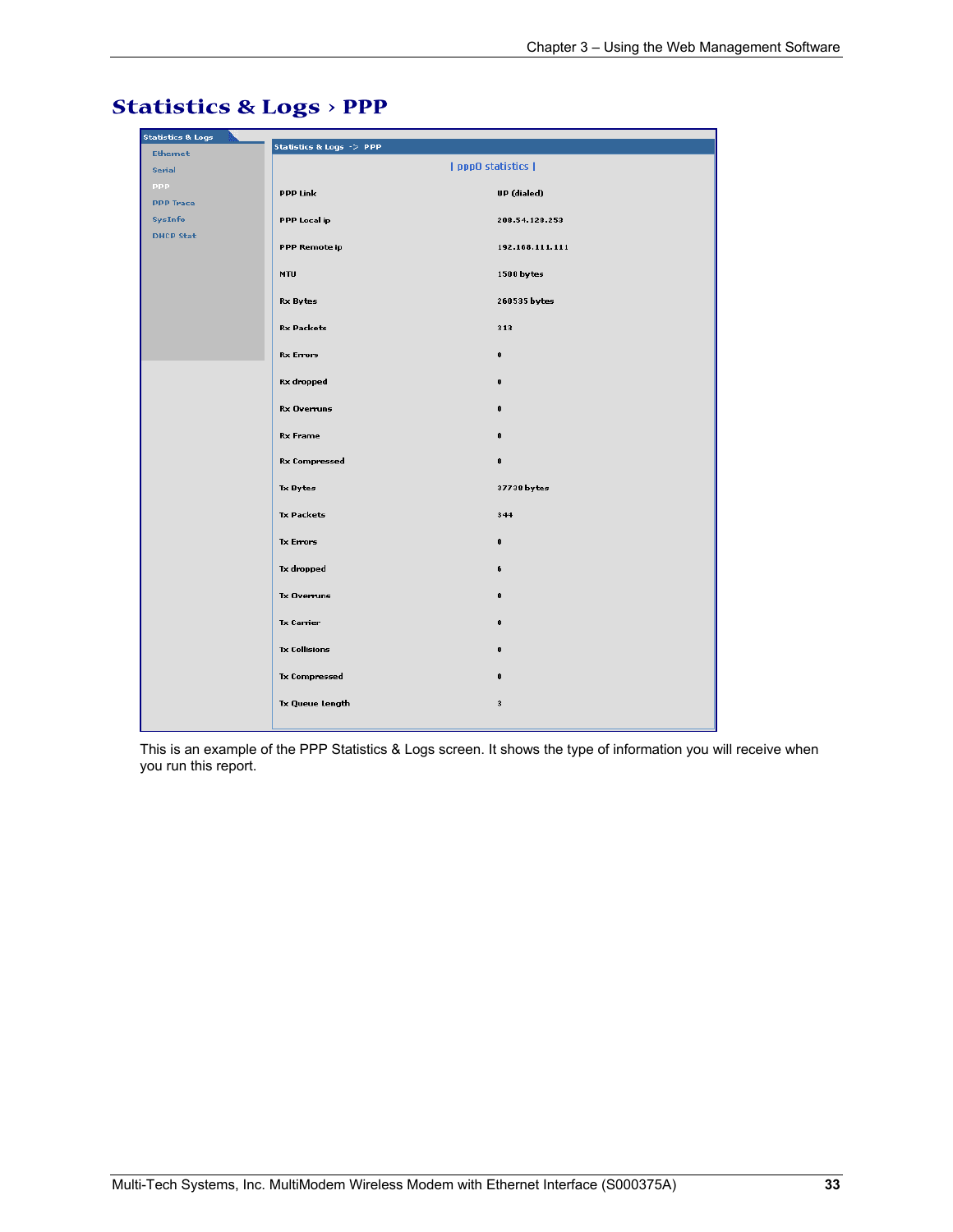# Statistics & Logs › PPP

| Statistics & Logs | |
|---|---|
| Ethernet | |
| Serial | |
| PPP | |
| PPP Trace | |
| SysInfo | |
| DHCP Stat | |

Statistics & Logs -> PPP

| ppp0 statistics |

| | |
|---|---|
| PPP Link | UP (dialed) |
| PPP Local ip | 208.54.120.253 |
| PPP Remote ip | 192.168.111.111 |
| MTU | 1500 bytes |
| Rx Bytes | 260535 bytes |
| Rx Packets | 313 |
| Rx Errors | 0 |
| Rx dropped | 0 |
| Rx Overruns | 0 |
| Rx Frame | 0 |
| Rx Compressed | 0 |
| Tx Bytes | 37730 bytes |
| Tx Packets | 344 |
| Tx Errors | 0 |
| Tx dropped | 6 |
| Tx Overruns | 0 |
| Tx Carrier | 0 |
| Tx Collisions | 0 |
| Tx Compressed | 0 |
| Tx Queue Length | 3 |

This is an example of the PPP Statistics & Logs screen. It shows the type of information you will receive when you run this report.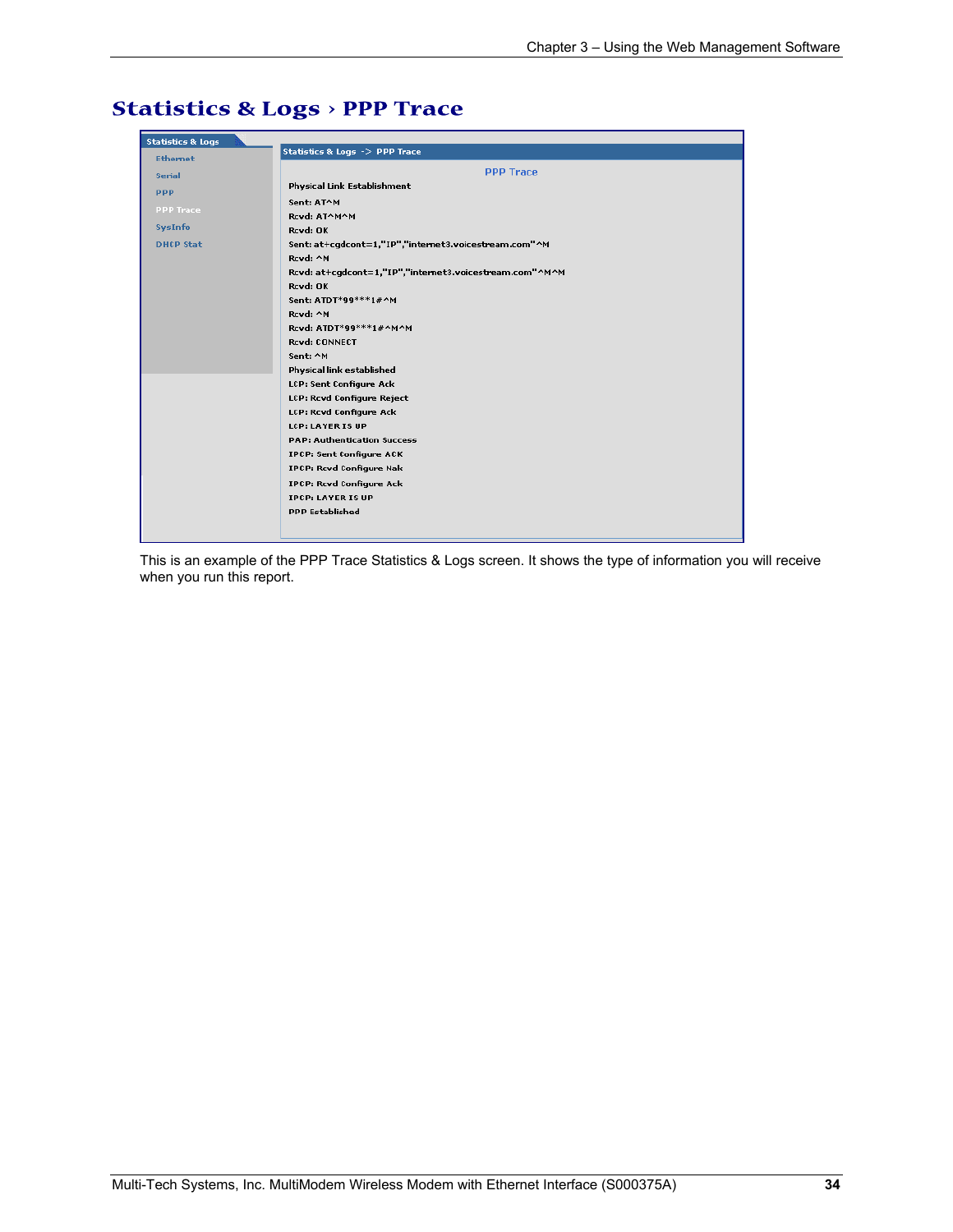# Statistics & Logs › PPP Trace

Statistics & Logs

- Ethernet
- Serial
- PPP
- PPP Trace
- SysInfo
- DHCP Stat

Statistics & Logs -> PPP Trace

PPP Trace

```
Physical Link Establishment
Sent: AT^M
Rcvd: AT^M^M
Rcvd: OK
Sent: at+cgdcont=1,"IP","internet3.voicestream.com"^M
Rcvd: ^M
Rcvd: at+cgdcont=1,"IP","internet3.voicestream.com"^M^M
Rcvd: OK
Sent: ATDT*99***1#^M
Rcvd: ^M
Rcvd: ATDT*99***1#^M^M
Rcvd: CONNECT
Sent: ^M
Physical link established
LCP: Sent Configure Ack
LCP: Rcvd Configure Reject
LCP: Rcvd Configure Ack
LCP: LAYER IS UP
PAP: Authentication Success
IPCP: Sent Configure ACK
IPCP: Rcvd Configure Nak
IPCP: Rcvd Configure Ack
IPCP: LAYER IS UP
PPP Established
```

This is an example of the PPP Trace Statistics & Logs screen. It shows the type of information you will receive when you run this report.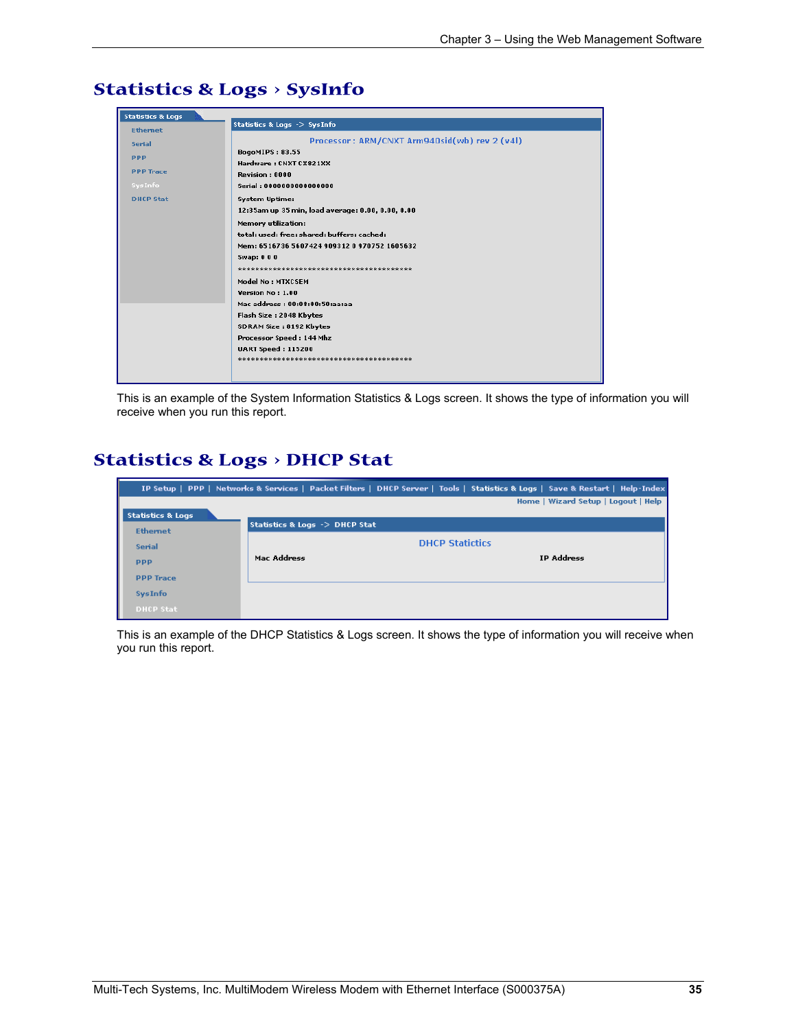# Statistics & Logs › SysInfo

This is an example of the System Information Statistics & Logs screen. It shows the type of information you will receive when you run this report.

# Statistics & Logs › DHCP Stat

This is an example of the DHCP Statistics & Logs screen. It shows the type of information you will receive when you run this report.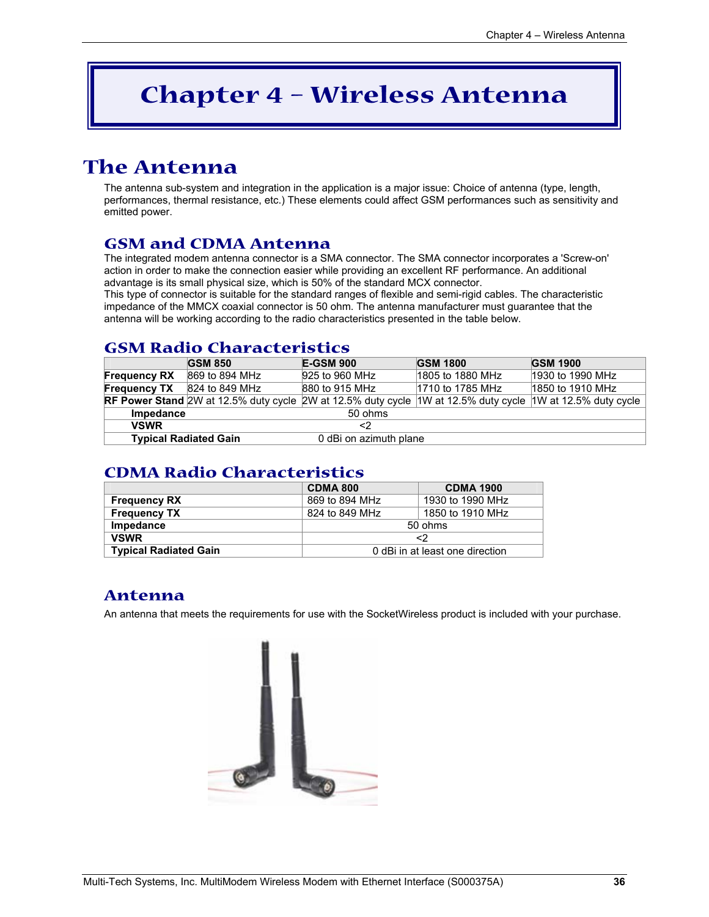# Chapter 4 – Wireless Antenna

## The Antenna

The antenna sub-system and integration in the application is a major issue: Choice of antenna (type, length, performances, thermal resistance, etc.) These elements could affect GSM performances such as sensitivity and emitted power.

### GSM and CDMA Antenna

The integrated modem antenna connector is a SMA connector. The SMA connector incorporates a 'Screw-on' action in order to make the connection easier while providing an excellent RF performance. An additional advantage is its small physical size, which is 50% of the standard MCX connector.
This type of connector is suitable for the standard ranges of flexible and semi-rigid cables. The characteristic impedance of the MMCX coaxial connector is 50 ohm. The antenna manufacturer must guarantee that the antenna will be working according to the radio characteristics presented in the table below.

### GSM Radio Characteristics

| | GSM 850 | E-GSM 900 | GSM 1800 | GSM 1900 |
|---|---|---|---|---|
| **Frequency RX** | 869 to 894 MHz | 925 to 960 MHz | 1805 to 1880 MHz | 1930 to 1990 MHz |
| **Frequency TX** | 824 to 849 MHz | 880 to 915 MHz | 1710 to 1785 MHz | 1850 to 1910 MHz |
| **RF Power Stand** | 2W at 12.5% duty cycle | 2W at 12.5% duty cycle | 1W at 12.5% duty cycle | 1W at 12.5% duty cycle |
| **Impedance** | 50 ohms | | | |
| **VSWR** | <2 | | | |
| **Typical Radiated Gain** | 0 dBi on azimuth plane | | | |

### CDMA Radio Characteristics

| | CDMA 800 | CDMA 1900 |
|---|---|---|
| **Frequency RX** | 869 to 894 MHz | 1930 to 1990 MHz |
| **Frequency TX** | 824 to 849 MHz | 1850 to 1910 MHz |
| **Impedance** | 50 ohms | |
| **VSWR** | <2 | |
| **Typical Radiated Gain** | 0 dBi in at least one direction | |

### Antenna

An antenna that meets the requirements for use with the SocketWireless product is included with your purchase.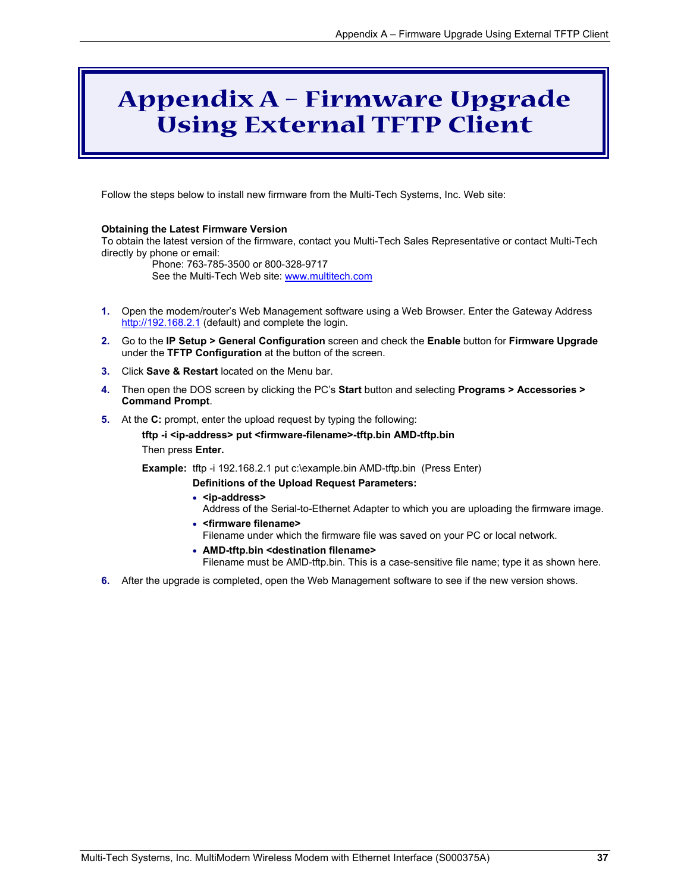# Appendix A – Firmware Upgrade Using External TFTP Client

Follow the steps below to install new firmware from the Multi-Tech Systems, Inc. Web site:

**Obtaining the Latest Firmware Version**
To obtain the latest version of the firmware, contact you Multi-Tech Sales Representative or contact Multi-Tech directly by phone or email:

Phone: 763-785-3500 or 800-328-9717
See the Multi-Tech Web site: www.multitech.com

1. Open the modem/router's Web Management software using a Web Browser. Enter the Gateway Address http://192.168.2.1 (default) and complete the login.
2. Go to the **IP Setup > General Configuration** screen and check the **Enable** button for **Firmware Upgrade** under the **TFTP Configuration** at the button of the screen.
3. Click **Save & Restart** located on the Menu bar.
4. Then open the DOS screen by clicking the PC's **Start** button and selecting **Programs > Accessories > Command Prompt**.
5. At the **C:** prompt, enter the upload request by typing the following:

   **tftp -i <ip-address> put <firmware-filename>-tftp.bin AMD-tftp.bin**

   Then press **Enter.**

   **Example:** tftp -i 192.168.2.1 put c:\example.bin AMD-tftp.bin (Press Enter)

   **Definitions of the Upload Request Parameters:**

   - **<ip-address>**
     Address of the Serial-to-Ethernet Adapter to which you are uploading the firmware image.
   - **<firmware filename>**
     Filename under which the firmware file was saved on your PC or local network.
   - **AMD-tftp.bin <destination filename>**
     Filename must be AMD-tftp.bin. This is a case-sensitive file name; type it as shown here.

6. After the upgrade is completed, open the Web Management software to see if the new version shows.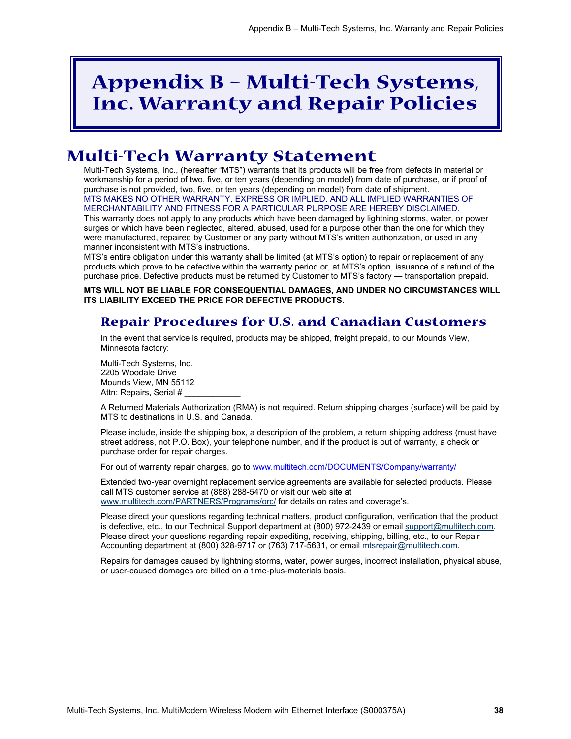# Appendix B – Multi-Tech Systems, Inc. Warranty and Repair Policies

## Multi-Tech Warranty Statement

Multi-Tech Systems, Inc., (hereafter "MTS") warrants that its products will be free from defects in material or workmanship for a period of two, five, or ten years (depending on model) from date of purchase, or if proof of purchase is not provided, two, five, or ten years (depending on model) from date of shipment.

MTS MAKES NO OTHER WARRANTY, EXPRESS OR IMPLIED, AND ALL IMPLIED WARRANTIES OF MERCHANTABILITY AND FITNESS FOR A PARTICULAR PURPOSE ARE HEREBY DISCLAIMED.

This warranty does not apply to any products which have been damaged by lightning storms, water, or power surges or which have been neglected, altered, abused, used for a purpose other than the one for which they were manufactured, repaired by Customer or any party without MTS's written authorization, or used in any manner inconsistent with MTS's instructions.

MTS's entire obligation under this warranty shall be limited (at MTS's option) to repair or replacement of any products which prove to be defective within the warranty period or, at MTS's option, issuance of a refund of the purchase price. Defective products must be returned by Customer to MTS's factory — transportation prepaid.

**MTS WILL NOT BE LIABLE FOR CONSEQUENTIAL DAMAGES, AND UNDER NO CIRCUMSTANCES WILL ITS LIABILITY EXCEED THE PRICE FOR DEFECTIVE PRODUCTS.**

### Repair Procedures for U.S. and Canadian Customers

In the event that service is required, products may be shipped, freight prepaid, to our Mounds View, Minnesota factory:

Multi-Tech Systems, Inc.
2205 Woodale Drive
Mounds View, MN 55112
Attn: Repairs, Serial # ____________

A Returned Materials Authorization (RMA) is not required. Return shipping charges (surface) will be paid by MTS to destinations in U.S. and Canada.

Please include, inside the shipping box, a description of the problem, a return shipping address (must have street address, not P.O. Box), your telephone number, and if the product is out of warranty, a check or purchase order for repair charges.

For out of warranty repair charges, go to www.multitech.com/DOCUMENTS/Company/warranty/

Extended two-year overnight replacement service agreements are available for selected products. Please call MTS customer service at (888) 288-5470 or visit our web site at www.multitech.com/PARTNERS/Programs/orc/ for details on rates and coverage's.

Please direct your questions regarding technical matters, product configuration, verification that the product is defective, etc., to our Technical Support department at (800) 972-2439 or email support@multitech.com. Please direct your questions regarding repair expediting, receiving, shipping, billing, etc., to our Repair Accounting department at (800) 328-9717 or (763) 717-5631, or email mtsrepair@multitech.com.

Repairs for damages caused by lightning storms, water, power surges, incorrect installation, physical abuse, or user-caused damages are billed on a time-plus-materials basis.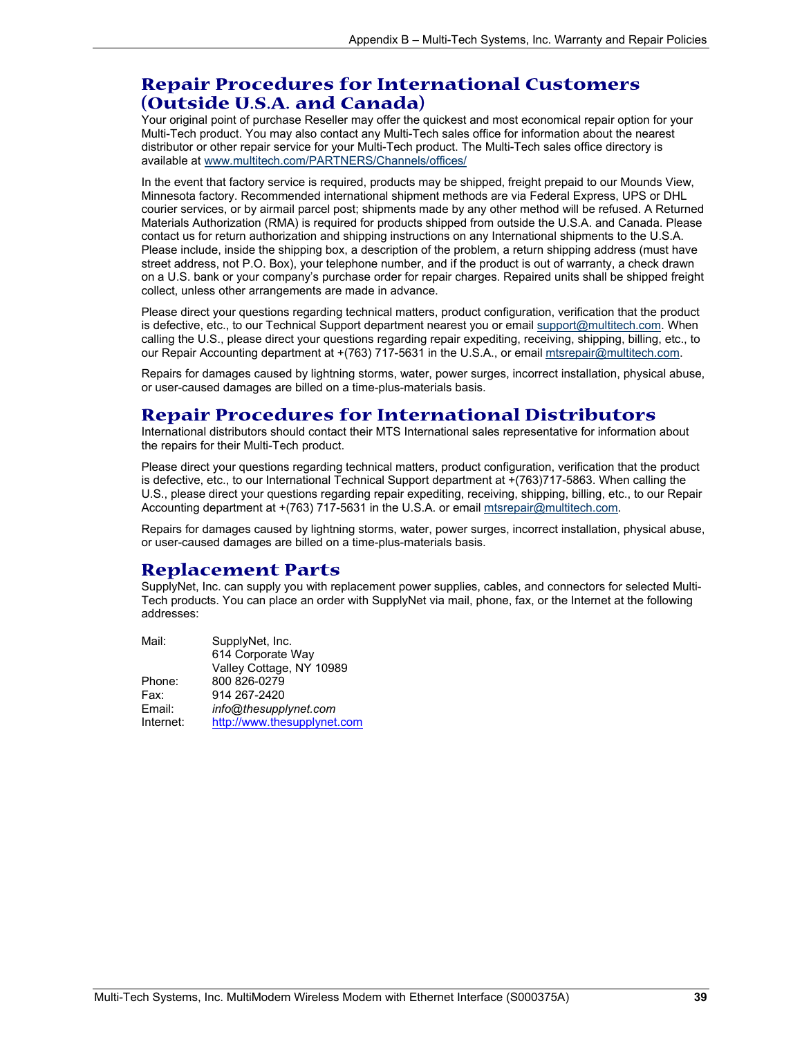## Repair Procedures for International Customers (Outside U.S.A. and Canada)

Your original point of purchase Reseller may offer the quickest and most economical repair option for your Multi-Tech product. You may also contact any Multi-Tech sales office for information about the nearest distributor or other repair service for your Multi-Tech product. The Multi-Tech sales office directory is available at www.multitech.com/PARTNERS/Channels/offices/

In the event that factory service is required, products may be shipped, freight prepaid to our Mounds View, Minnesota factory. Recommended international shipment methods are via Federal Express, UPS or DHL courier services, or by airmail parcel post; shipments made by any other method will be refused. A Returned Materials Authorization (RMA) is required for products shipped from outside the U.S.A. and Canada. Please contact us for return authorization and shipping instructions on any International shipments to the U.S.A. Please include, inside the shipping box, a description of the problem, a return shipping address (must have street address, not P.O. Box), your telephone number, and if the product is out of warranty, a check drawn on a U.S. bank or your company's purchase order for repair charges. Repaired units shall be shipped freight collect, unless other arrangements are made in advance.

Please direct your questions regarding technical matters, product configuration, verification that the product is defective, etc., to our Technical Support department nearest you or email support@multitech.com. When calling the U.S., please direct your questions regarding repair expediting, receiving, shipping, billing, etc., to our Repair Accounting department at +(763) 717-5631 in the U.S.A., or email mtsrepair@multitech.com.

Repairs for damages caused by lightning storms, water, power surges, incorrect installation, physical abuse, or user-caused damages are billed on a time-plus-materials basis.

## Repair Procedures for International Distributors

International distributors should contact their MTS International sales representative for information about the repairs for their Multi-Tech product.

Please direct your questions regarding technical matters, product configuration, verification that the product is defective, etc., to our International Technical Support department at +(763)717-5863. When calling the U.S., please direct your questions regarding repair expediting, receiving, shipping, billing, etc., to our Repair Accounting department at +(763) 717-5631 in the U.S.A. or email mtsrepair@multitech.com.

Repairs for damages caused by lightning storms, water, power surges, incorrect installation, physical abuse, or user-caused damages are billed on a time-plus-materials basis.

## Replacement Parts

SupplyNet, Inc. can supply you with replacement power supplies, cables, and connectors for selected Multi-Tech products. You can place an order with SupplyNet via mail, phone, fax, or the Internet at the following addresses:

| | |
|---|---|
| Mail: | SupplyNet, Inc.<br>614 Corporate Way<br>Valley Cottage, NY 10989 |
| Phone: | 800 826-0279 |
| Fax: | 914 267-2420 |
| Email: | *info@thesupplynet.com* |
| Internet: | http://www.thesupplynet.com |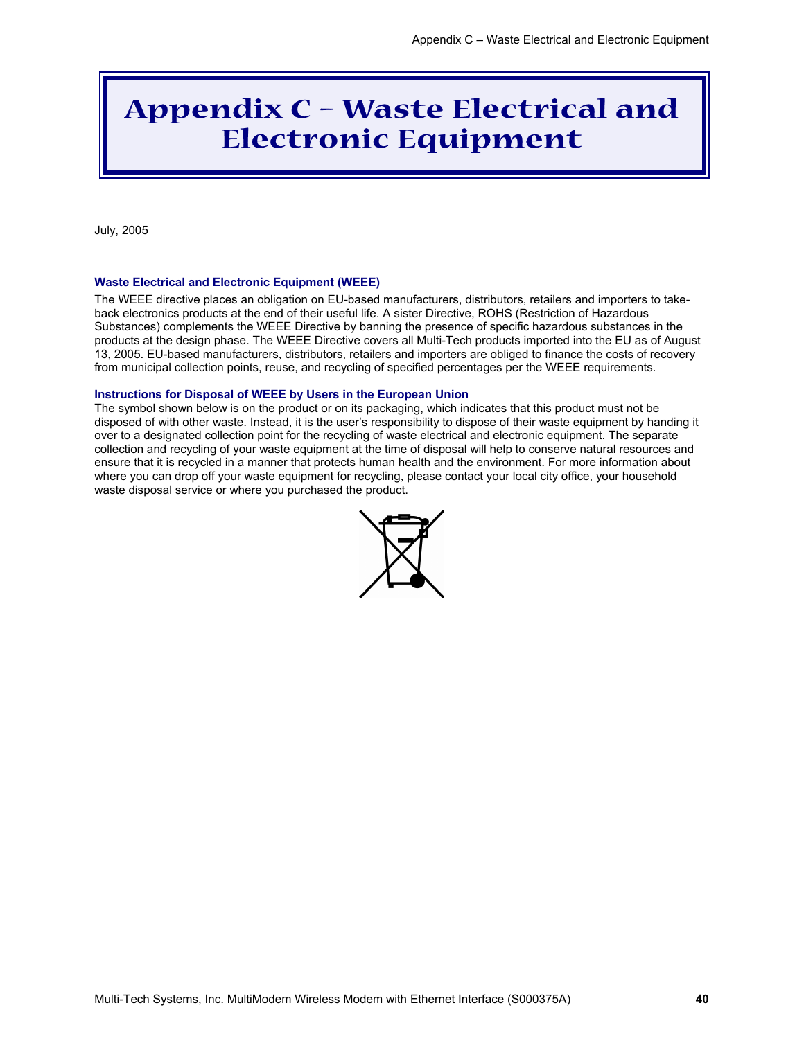# Appendix C – Waste Electrical and Electronic Equipment

July, 2005

### Waste Electrical and Electronic Equipment (WEEE)

The WEEE directive places an obligation on EU-based manufacturers, distributors, retailers and importers to take-back electronics products at the end of their useful life. A sister Directive, ROHS (Restriction of Hazardous Substances) complements the WEEE Directive by banning the presence of specific hazardous substances in the products at the design phase. The WEEE Directive covers all Multi-Tech products imported into the EU as of August 13, 2005. EU-based manufacturers, distributors, retailers and importers are obliged to finance the costs of recovery from municipal collection points, reuse, and recycling of specified percentages per the WEEE requirements.

### Instructions for Disposal of WEEE by Users in the European Union

The symbol shown below is on the product or on its packaging, which indicates that this product must not be disposed of with other waste. Instead, it is the user's responsibility to dispose of their waste equipment by handing it over to a designated collection point for the recycling of waste electrical and electronic equipment. The separate collection and recycling of your waste equipment at the time of disposal will help to conserve natural resources and ensure that it is recycled in a manner that protects human health and the environment. For more information about where you can drop off your waste equipment for recycling, please contact your local city office, your household waste disposal service or where you purchased the product.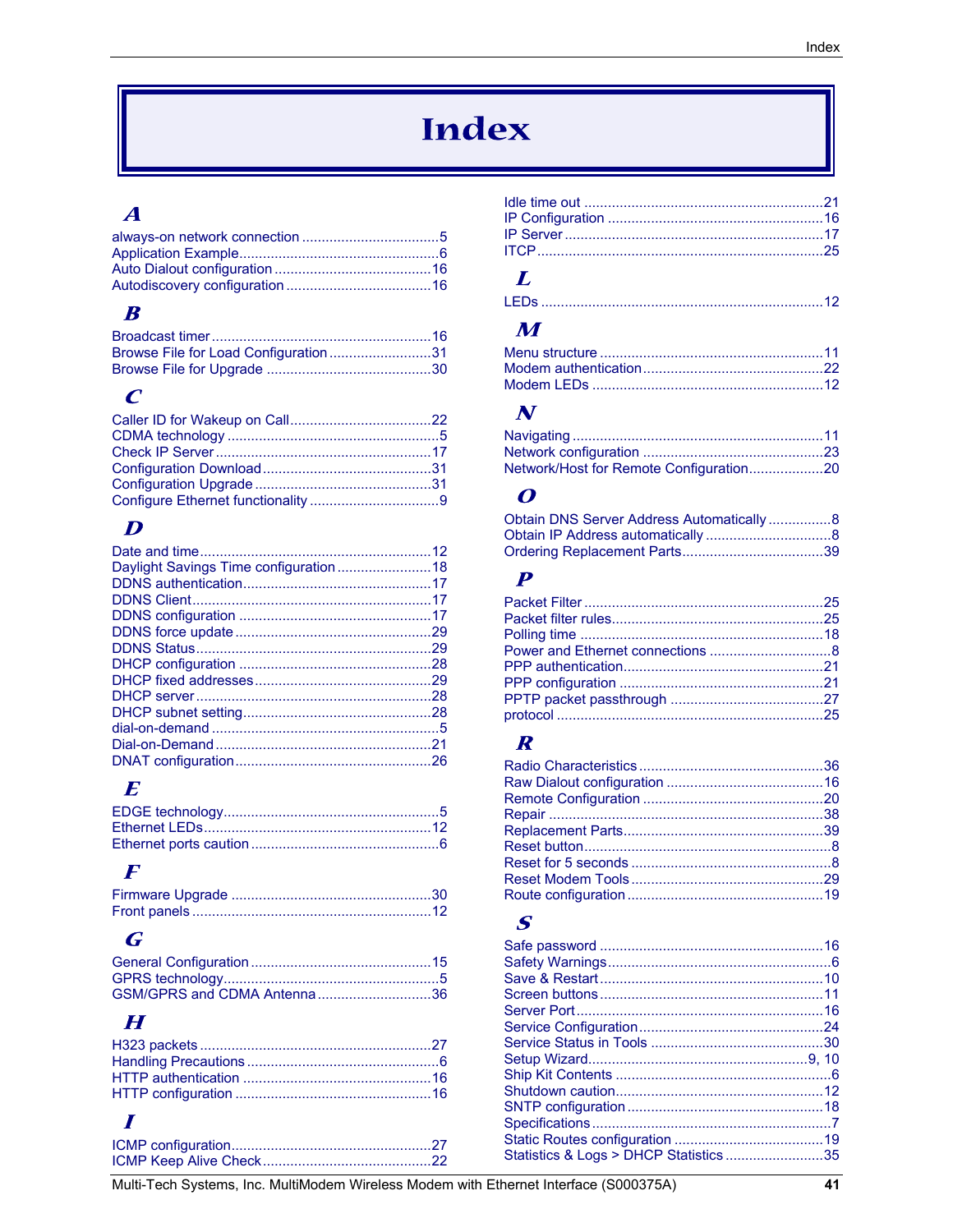# Index

## A

always-on network connection ....5
Application Example ....6
Auto Dialout configuration ....16
Autodiscovery configuration ....16

## B

Broadcast timer ....16
Browse File for Load Configuration ....31
Browse File for Upgrade ....30

## C

Caller ID for Wakeup on Call ....22
CDMA technology ....5
Check IP Server ....17
Configuration Download ....31
Configuration Upgrade ....31
Configure Ethernet functionality ....9

## D

Date and time ....12
Daylight Savings Time configuration ....18
DDNS authentication ....17
DDNS Client ....17
DDNS configuration ....17
DDNS force update ....29
DDNS Status ....29
DHCP configuration ....28
DHCP fixed addresses ....29
DHCP server ....28
DHCP subnet setting ....28
dial-on-demand ....5
Dial-on-Demand ....21
DNAT configuration ....26

## E

EDGE technology ....5
Ethernet LEDs ....12
Ethernet ports caution ....6

## F

Firmware Upgrade ....30
Front panels ....12

## G

General Configuration ....15
GPRS technology ....5
GSM/GPRS and CDMA Antenna ....36

## H

H323 packets ....27
Handling Precautions ....6
HTTP authentication ....16
HTTP configuration ....16

## I

ICMP configuration ....27
ICMP Keep Alive Check ....22
Idle time out ....21
IP Configuration ....16
IP Server ....17
ITCP ....25

## L

LEDs ....12

## M

Menu structure ....11
Modem authentication ....22
Modem LEDs ....12

## N

Navigating ....11
Network configuration ....23
Network/Host for Remote Configuration ....20

## O

Obtain DNS Server Address Automatically ....8
Obtain IP Address automatically ....8
Ordering Replacement Parts ....39

## P

Packet Filter ....25
Packet filter rules ....25
Polling time ....18
Power and Ethernet connections ....8
PPP authentication ....21
PPP configuration ....21
PPTP packet passthrough ....27
protocol ....25

## R

Radio Characteristics ....36
Raw Dialout configuration ....16
Remote Configuration ....20
Repair ....38
Replacement Parts ....39
Reset button ....8
Reset for 5 seconds ....8
Reset Modem Tools ....29
Route configuration ....19

## S

Safe password ....16
Safety Warnings ....6
Save & Restart ....10
Screen buttons ....11
Server Port ....16
Service Configuration ....24
Service Status in Tools ....30
Setup Wizard ....9, 10
Ship Kit Contents ....6
Shutdown caution ....12
SNTP configuration ....18
Specifications ....7
Static Routes configuration ....19
Statistics & Logs > DHCP Statistics ....35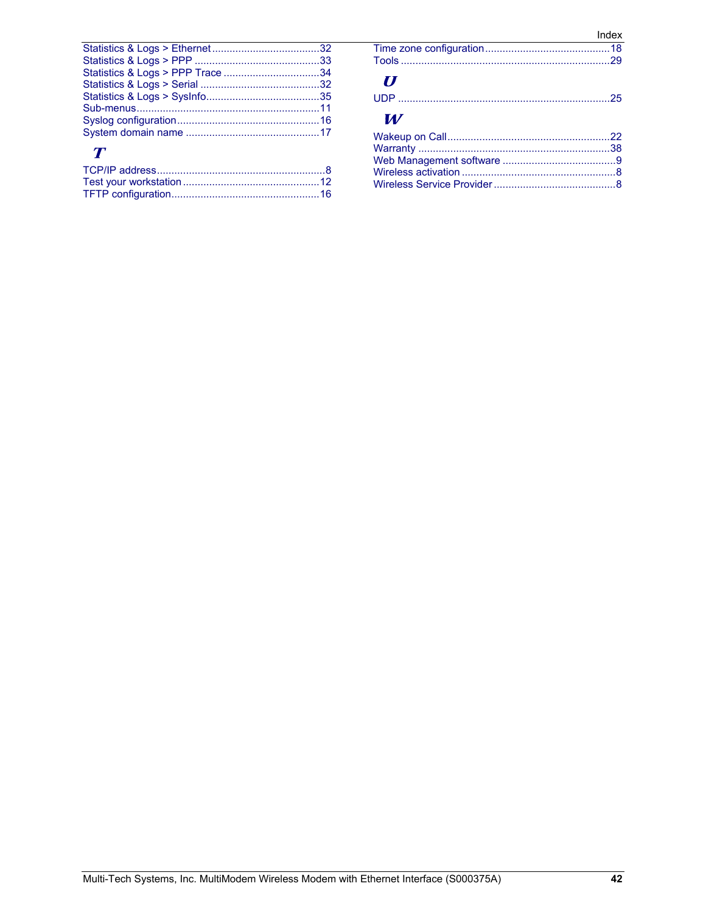Statistics & Logs > Ethernet.....................................32
Statistics & Logs > PPP ...........................................33
Statistics & Logs > PPP Trace .................................34
Statistics & Logs > Serial .........................................32
Statistics & Logs > SysInfo.......................................35
Sub-menus...............................................................11
Syslog configuration.................................................16
System domain name .............................................17

### T

TCP/IP address..........................................................8
Test your workstation ...............................................12
TFTP configuration...................................................16

Time zone configuration...........................................18
Tools .......................................................................29

### U

UDP ........................................................................25

### W

Wakeup on Call........................................................22
Warranty ..................................................................38
Web Management software .......................................9
Wireless activation .....................................................8
Wireless Service Provider ..........................................8